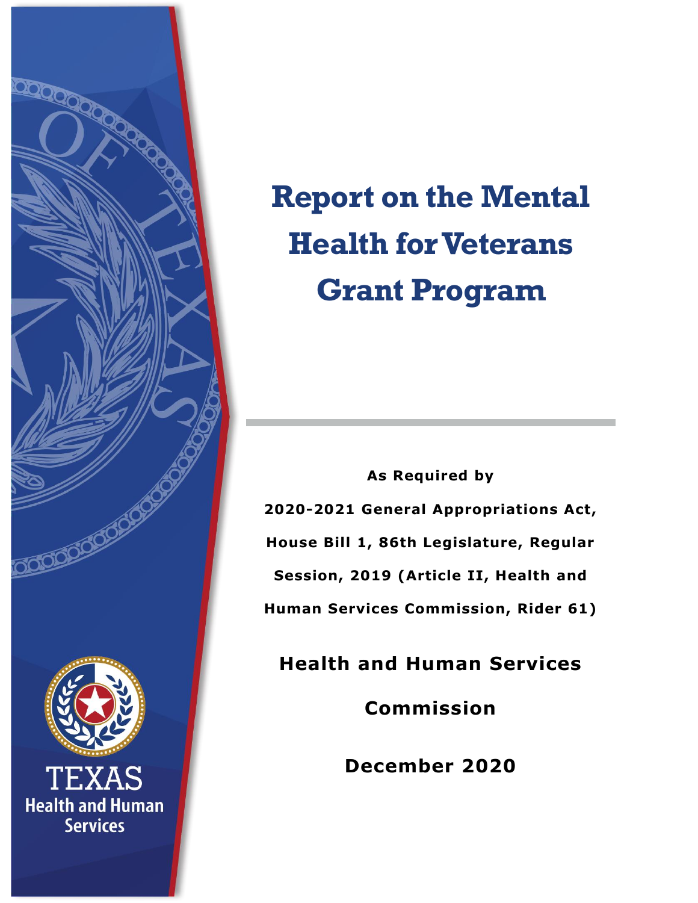# Report on the Mental Health for Veterans Grant Program

**As Required by**

**2020-2021 General Appropriations Act, House Bill 1, 86th Legislature, Regular Session, 2019 (Article II, Health and Human Services Commission, Rider 61)**

**Health and Human Services Commission**

**December 2020**

TEXAS
Health and Human Services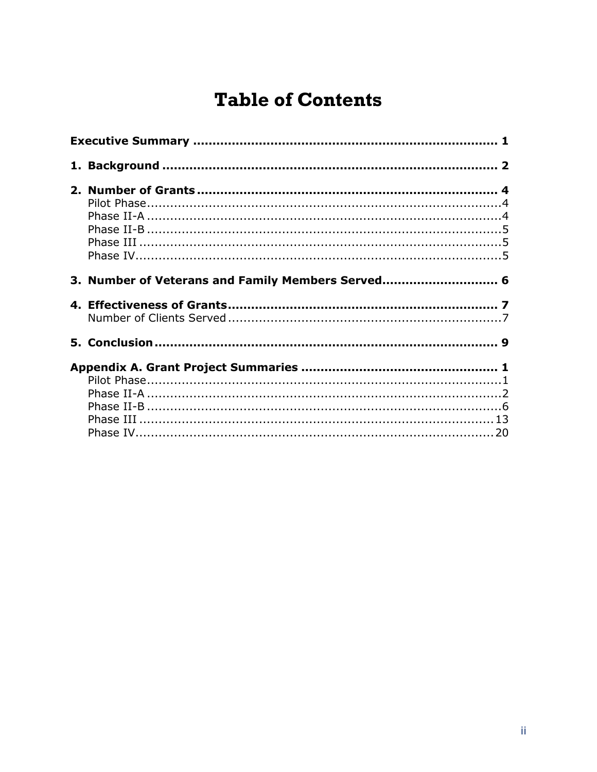# Table of Contents

**Executive Summary** .......... **1**

**1. Background** .......... **2**

**2. Number of Grants** .......... **4**
- Pilot Phase .......... 4
- Phase II-A .......... 4
- Phase II-B .......... 5
- Phase III .......... 5
- Phase IV .......... 5

**3. Number of Veterans and Family Members Served** .......... **6**

**4. Effectiveness of Grants** .......... **7**
- Number of Clients Served .......... 7

**5. Conclusion** .......... **9**

**Appendix A. Grant Project Summaries** .......... **1**
- Pilot Phase .......... 1
- Phase II-A .......... 2
- Phase II-B .......... 6
- Phase III .......... 13
- Phase IV .......... 20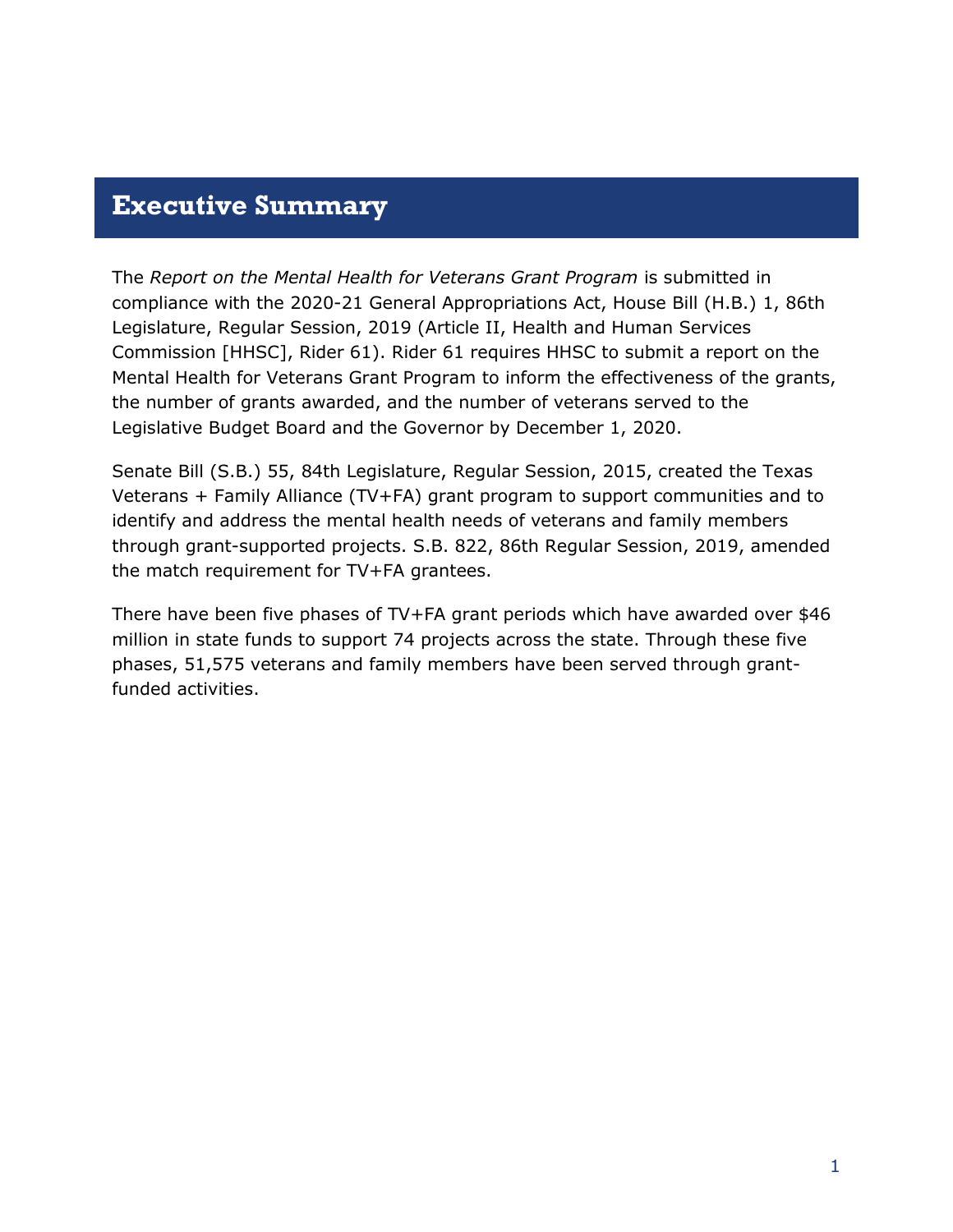# Executive Summary

The *Report on the Mental Health for Veterans Grant Program* is submitted in compliance with the 2020-21 General Appropriations Act, House Bill (H.B.) 1, 86th Legislature, Regular Session, 2019 (Article II, Health and Human Services Commission [HHSC], Rider 61). Rider 61 requires HHSC to submit a report on the Mental Health for Veterans Grant Program to inform the effectiveness of the grants, the number of grants awarded, and the number of veterans served to the Legislative Budget Board and the Governor by December 1, 2020.

Senate Bill (S.B.) 55, 84th Legislature, Regular Session, 2015, created the Texas Veterans + Family Alliance (TV+FA) grant program to support communities and to identify and address the mental health needs of veterans and family members through grant-supported projects. S.B. 822, 86th Regular Session, 2019, amended the match requirement for TV+FA grantees.

There have been five phases of TV+FA grant periods which have awarded over $46 million in state funds to support 74 projects across the state. Through these five phases, 51,575 veterans and family members have been served through grant-funded activities.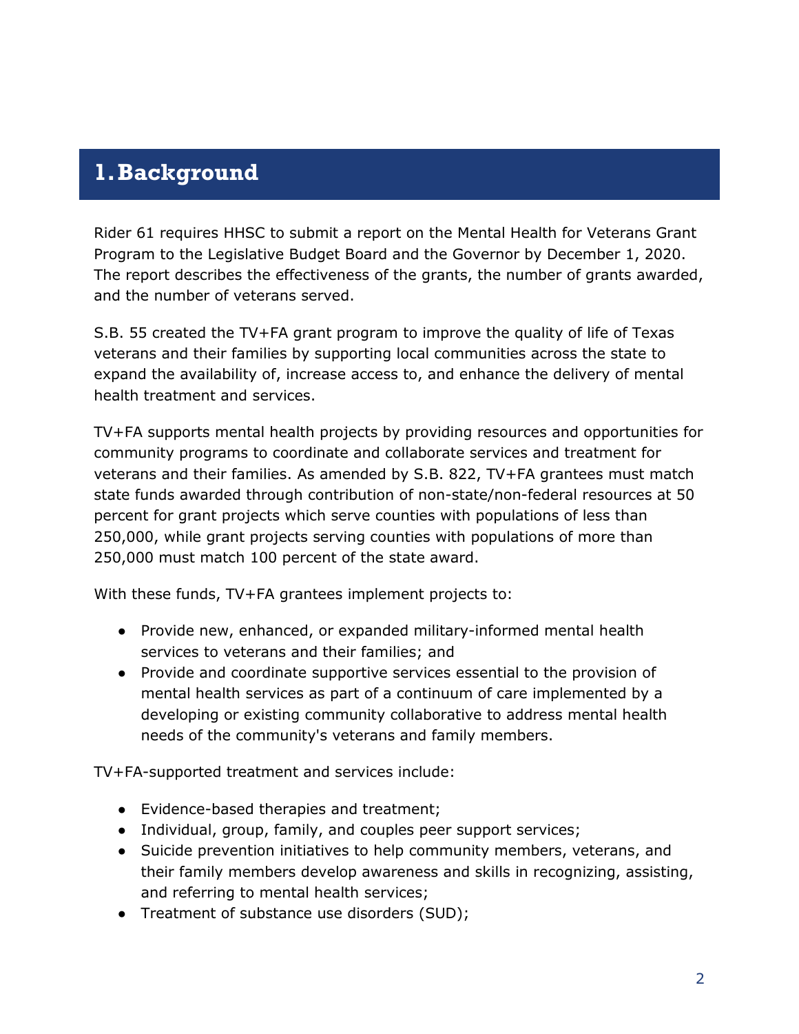# 1. Background

Rider 61 requires HHSC to submit a report on the Mental Health for Veterans Grant Program to the Legislative Budget Board and the Governor by December 1, 2020. The report describes the effectiveness of the grants, the number of grants awarded, and the number of veterans served.

S.B. 55 created the TV+FA grant program to improve the quality of life of Texas veterans and their families by supporting local communities across the state to expand the availability of, increase access to, and enhance the delivery of mental health treatment and services.

TV+FA supports mental health projects by providing resources and opportunities for community programs to coordinate and collaborate services and treatment for veterans and their families. As amended by S.B. 822, TV+FA grantees must match state funds awarded through contribution of non-state/non-federal resources at 50 percent for grant projects which serve counties with populations of less than 250,000, while grant projects serving counties with populations of more than 250,000 must match 100 percent of the state award.

With these funds, TV+FA grantees implement projects to:

- Provide new, enhanced, or expanded military-informed mental health services to veterans and their families; and
- Provide and coordinate supportive services essential to the provision of mental health services as part of a continuum of care implemented by a developing or existing community collaborative to address mental health needs of the community's veterans and family members.

TV+FA-supported treatment and services include:

- Evidence-based therapies and treatment;
- Individual, group, family, and couples peer support services;
- Suicide prevention initiatives to help community members, veterans, and their family members develop awareness and skills in recognizing, assisting, and referring to mental health services;
- Treatment of substance use disorders (SUD);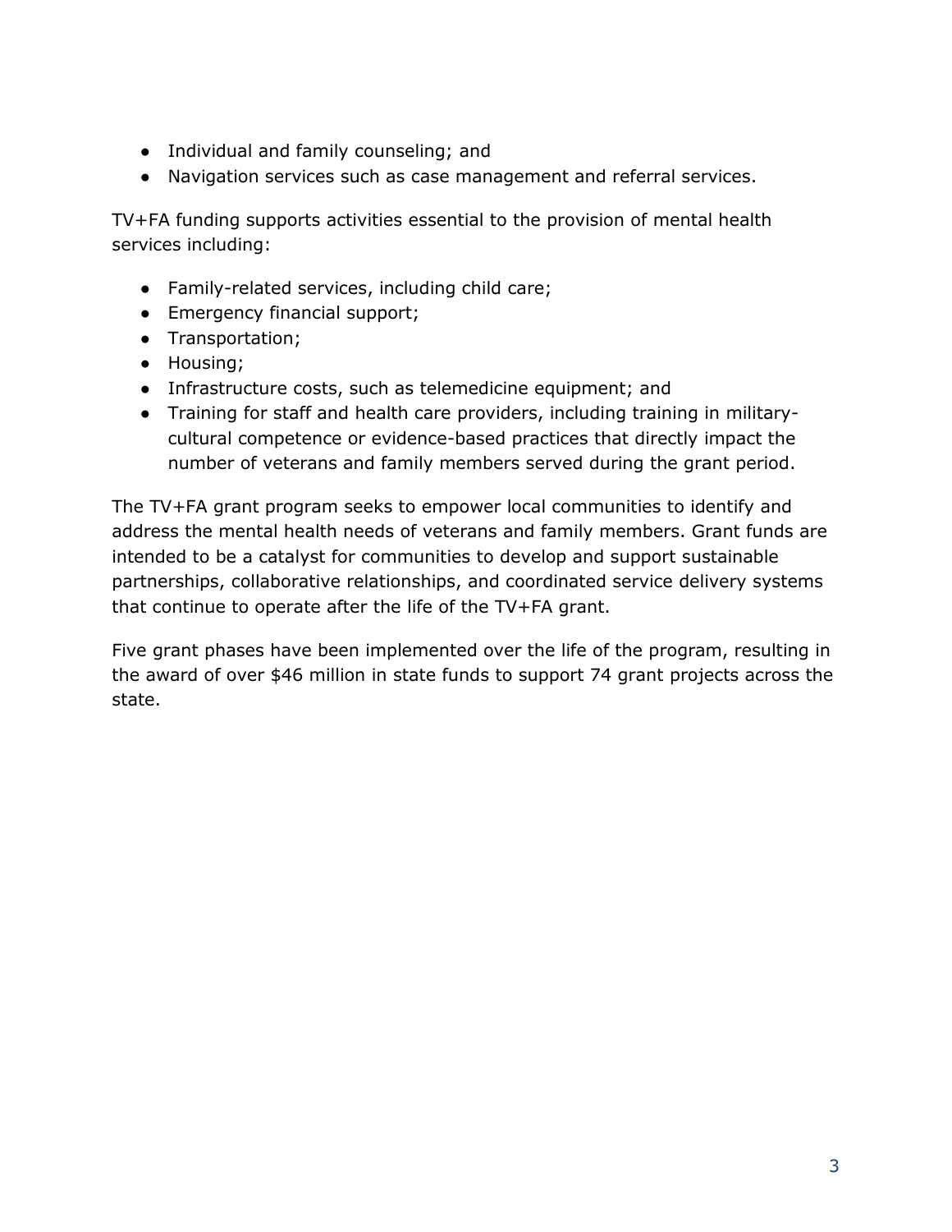- Individual and family counseling; and
- Navigation services such as case management and referral services.

TV+FA funding supports activities essential to the provision of mental health services including:

- Family-related services, including child care;
- Emergency financial support;
- Transportation;
- Housing;
- Infrastructure costs, such as telemedicine equipment; and
- Training for staff and health care providers, including training in military-cultural competence or evidence-based practices that directly impact the number of veterans and family members served during the grant period.

The TV+FA grant program seeks to empower local communities to identify and address the mental health needs of veterans and family members. Grant funds are intended to be a catalyst for communities to develop and support sustainable partnerships, collaborative relationships, and coordinated service delivery systems that continue to operate after the life of the TV+FA grant.

Five grant phases have been implemented over the life of the program, resulting in the award of over $46 million in state funds to support 74 grant projects across the state.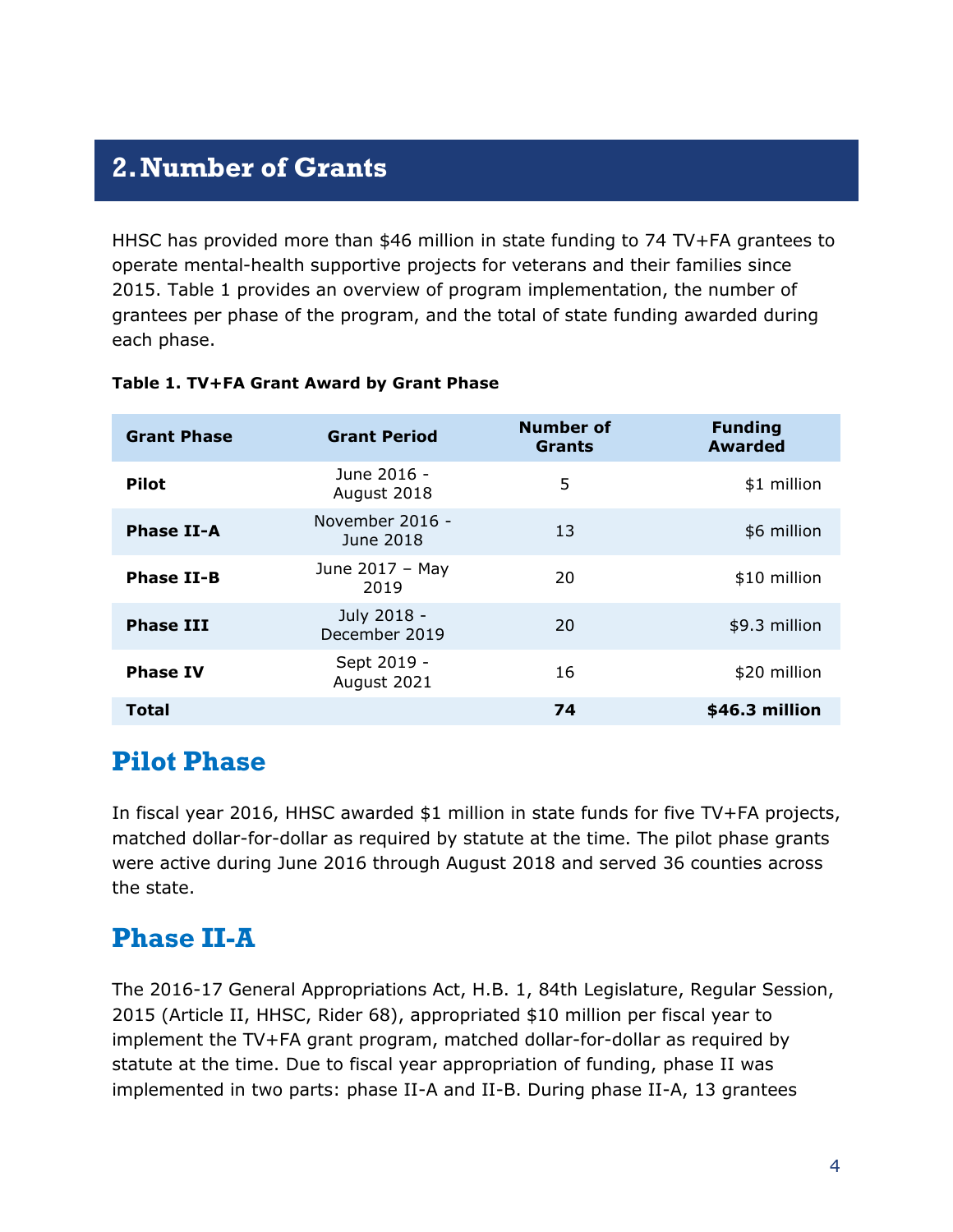## 2. Number of Grants

HHSC has provided more than $46 million in state funding to 74 TV+FA grantees to operate mental-health supportive projects for veterans and their families since 2015. Table 1 provides an overview of program implementation, the number of grantees per phase of the program, and the total of state funding awarded during each phase.

**Table 1. TV+FA Grant Award by Grant Phase**

| Grant Phase | Grant Period | Number of Grants | Funding Awarded |
|---|---|---|---|
| **Pilot** | June 2016 - August 2018 | 5 | $1 million |
| **Phase II-A** | November 2016 - June 2018 | 13 | $6 million |
| **Phase II-B** | June 2017 – May 2019 | 20 | $10 million |
| **Phase III** | July 2018 - December 2019 | 20 | $9.3 million |
| **Phase IV** | Sept 2019 - August 2021 | 16 | $20 million |
| **Total** | | **74** | **$46.3 million** |

### Pilot Phase

In fiscal year 2016, HHSC awarded $1 million in state funds for five TV+FA projects, matched dollar-for-dollar as required by statute at the time. The pilot phase grants were active during June 2016 through August 2018 and served 36 counties across the state.

### Phase II-A

The 2016-17 General Appropriations Act, H.B. 1, 84th Legislature, Regular Session, 2015 (Article II, HHSC, Rider 68), appropriated $10 million per fiscal year to implement the TV+FA grant program, matched dollar-for-dollar as required by statute at the time. Due to fiscal year appropriation of funding, phase II was implemented in two parts: phase II-A and II-B. During phase II-A, 13 grantees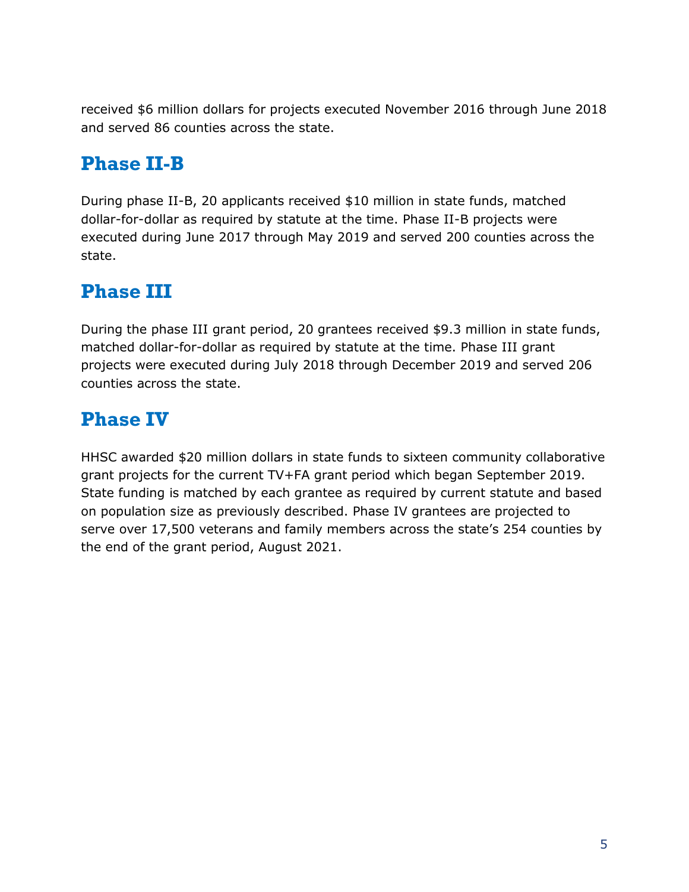received $6 million dollars for projects executed November 2016 through June 2018 and served 86 counties across the state.

## Phase II-B

During phase II-B, 20 applicants received $10 million in state funds, matched dollar-for-dollar as required by statute at the time. Phase II-B projects were executed during June 2017 through May 2019 and served 200 counties across the state.

## Phase III

During the phase III grant period, 20 grantees received $9.3 million in state funds, matched dollar-for-dollar as required by statute at the time. Phase III grant projects were executed during July 2018 through December 2019 and served 206 counties across the state.

## Phase IV

HHSC awarded $20 million dollars in state funds to sixteen community collaborative grant projects for the current TV+FA grant period which began September 2019. State funding is matched by each grantee as required by current statute and based on population size as previously described. Phase IV grantees are projected to serve over 17,500 veterans and family members across the state's 254 counties by the end of the grant period, August 2021.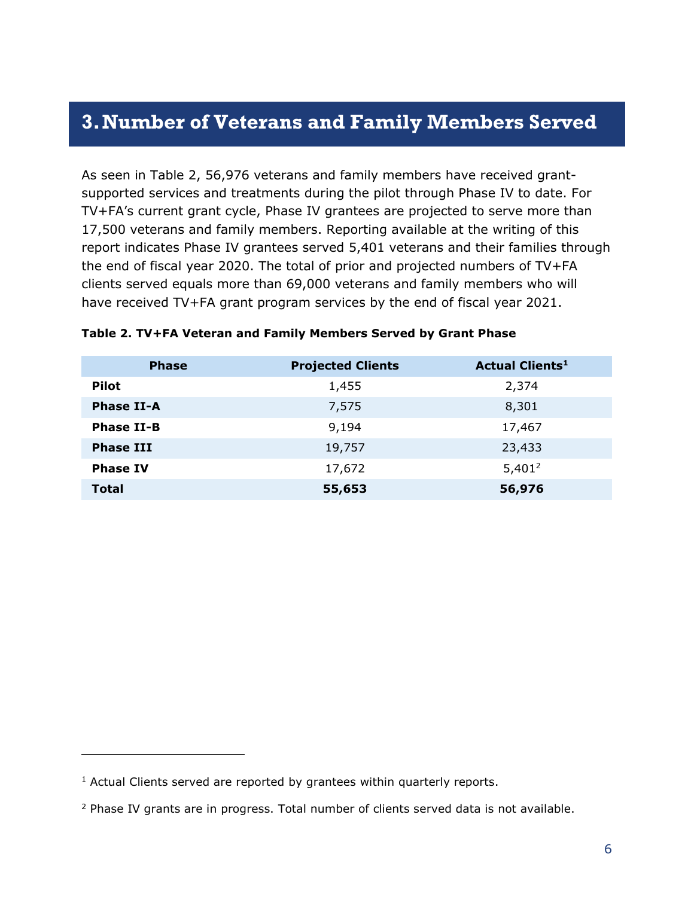# 3. Number of Veterans and Family Members Served

As seen in Table 2, 56,976 veterans and family members have received grant-supported services and treatments during the pilot through Phase IV to date. For TV+FA's current grant cycle, Phase IV grantees are projected to serve more than 17,500 veterans and family members. Reporting available at the writing of this report indicates Phase IV grantees served 5,401 veterans and their families through the end of fiscal year 2020. The total of prior and projected numbers of TV+FA clients served equals more than 69,000 veterans and family members who will have received TV+FA grant program services by the end of fiscal year 2021.

**Table 2. TV+FA Veteran and Family Members Served by Grant Phase**

| Phase | Projected Clients | Actual Clients[1] |
|---|---|---|
| **Pilot** | 1,455 | 2,374 |
| **Phase II-A** | 7,575 | 8,301 |
| **Phase II-B** | 9,194 | 17,467 |
| **Phase III** | 19,757 | 23,433 |
| **Phase IV** | 17,672 | 5,401[2] |
| **Total** | **55,653** | **56,976** |

[1] Actual Clients served are reported by grantees within quarterly reports.

[2] Phase IV grants are in progress. Total number of clients served data is not available.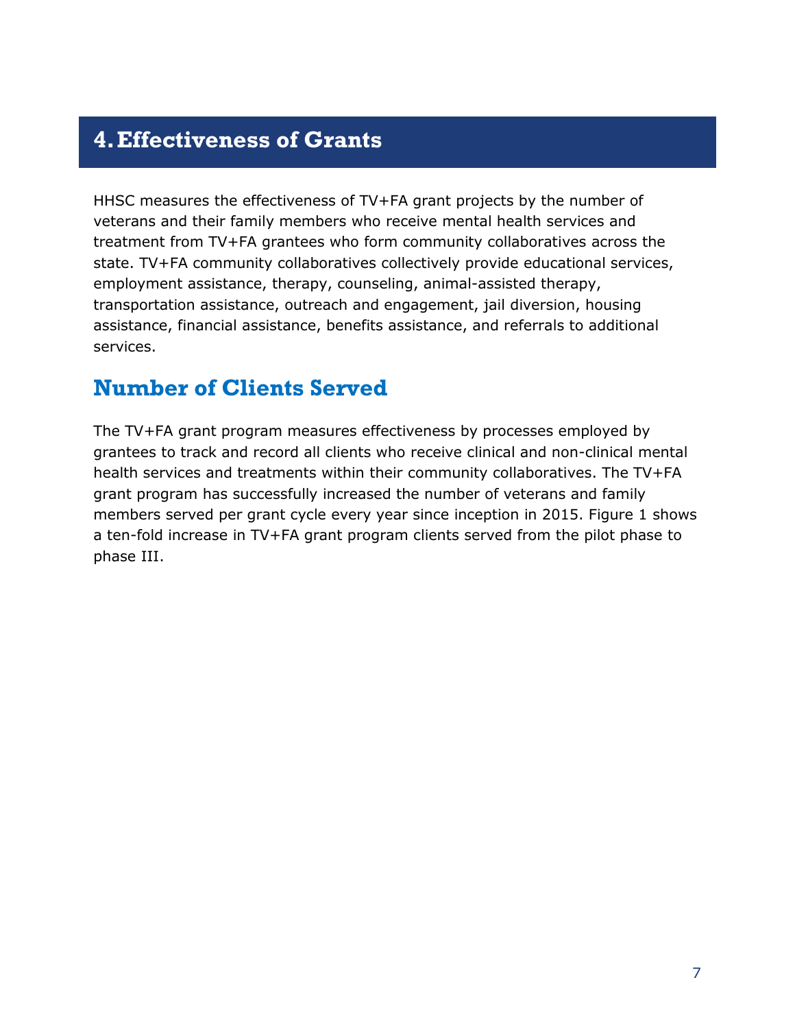# 4. Effectiveness of Grants

HHSC measures the effectiveness of TV+FA grant projects by the number of veterans and their family members who receive mental health services and treatment from TV+FA grantees who form community collaboratives across the state. TV+FA community collaboratives collectively provide educational services, employment assistance, therapy, counseling, animal-assisted therapy, transportation assistance, outreach and engagement, jail diversion, housing assistance, financial assistance, benefits assistance, and referrals to additional services.

## Number of Clients Served

The TV+FA grant program measures effectiveness by processes employed by grantees to track and record all clients who receive clinical and non-clinical mental health services and treatments within their community collaboratives. The TV+FA grant program has successfully increased the number of veterans and family members served per grant cycle every year since inception in 2015. Figure 1 shows a ten-fold increase in TV+FA grant program clients served from the pilot phase to phase III.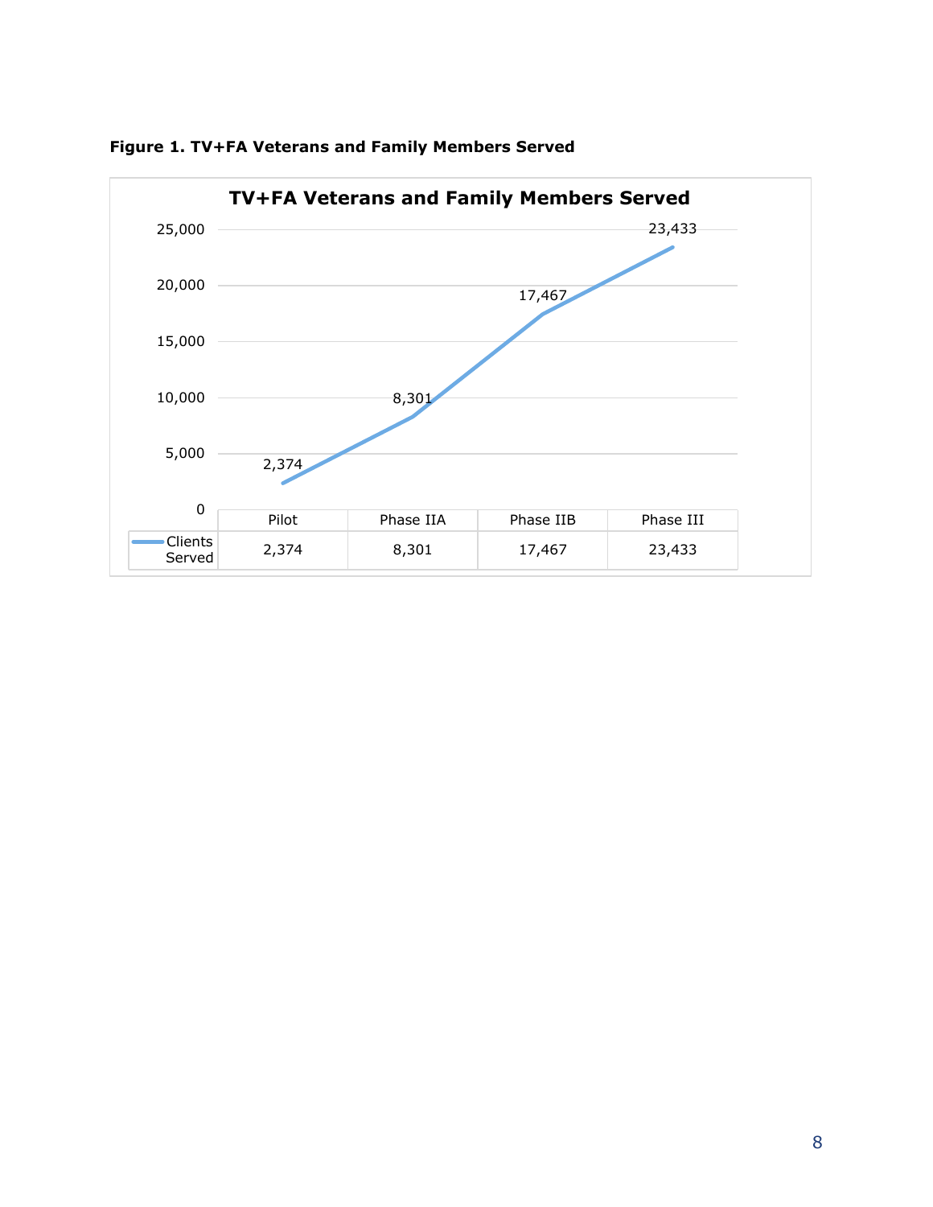**Figure 1. TV+FA Veterans and Family Members Served**

| | Pilot | Phase IIA | Phase IIB | Phase III |
|---|---|---|---|---|
| Clients Served | 2,374 | 8,301 | 17,467 | 23,433 |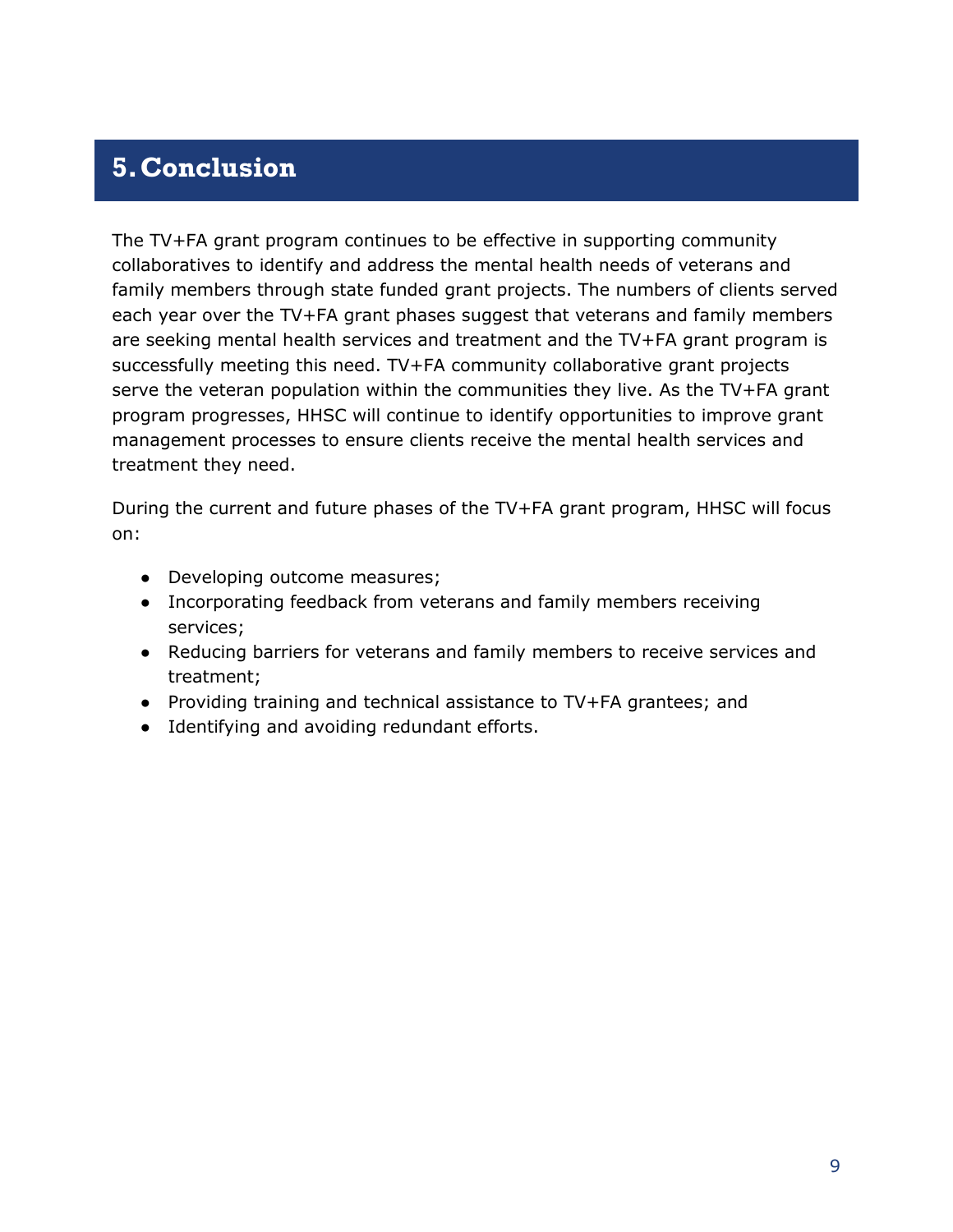# 5. Conclusion

The TV+FA grant program continues to be effective in supporting community collaboratives to identify and address the mental health needs of veterans and family members through state funded grant projects. The numbers of clients served each year over the TV+FA grant phases suggest that veterans and family members are seeking mental health services and treatment and the TV+FA grant program is successfully meeting this need. TV+FA community collaborative grant projects serve the veteran population within the communities they live. As the TV+FA grant program progresses, HHSC will continue to identify opportunities to improve grant management processes to ensure clients receive the mental health services and treatment they need.

During the current and future phases of the TV+FA grant program, HHSC will focus on:

- Developing outcome measures;
- Incorporating feedback from veterans and family members receiving services;
- Reducing barriers for veterans and family members to receive services and treatment;
- Providing training and technical assistance to TV+FA grantees; and
- Identifying and avoiding redundant efforts.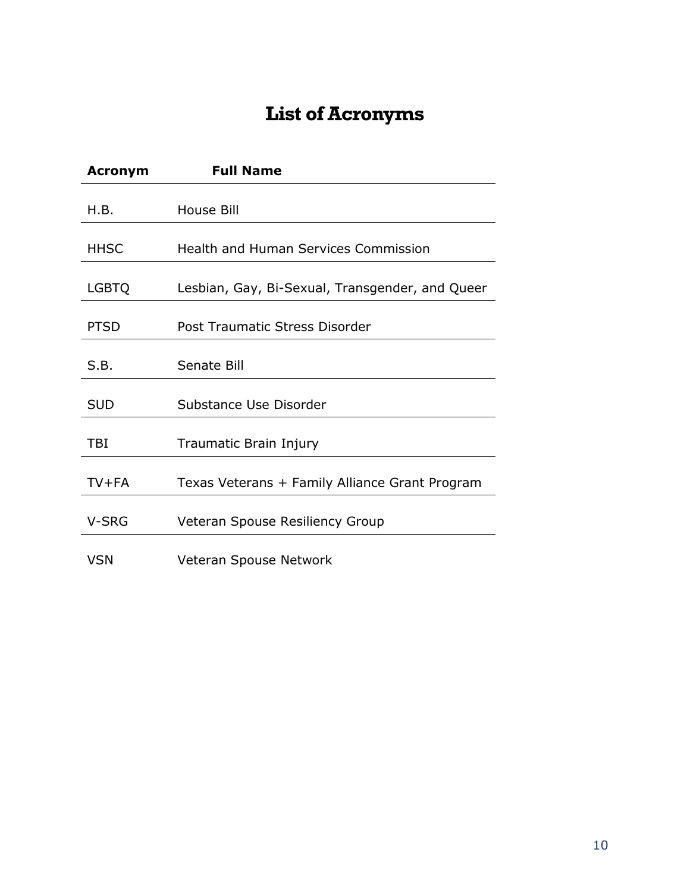# List of Acronyms

| Acronym | Full Name |
|---|---|
| H.B. | House Bill |
| HHSC | Health and Human Services Commission |
| LGBTQ | Lesbian, Gay, Bi-Sexual, Transgender, and Queer |
| PTSD | Post Traumatic Stress Disorder |
| S.B. | Senate Bill |
| SUD | Substance Use Disorder |
| TBI | Traumatic Brain Injury |
| TV+FA | Texas Veterans + Family Alliance Grant Program |
| V-SRG | Veteran Spouse Resiliency Group |
| VSN | Veteran Spouse Network |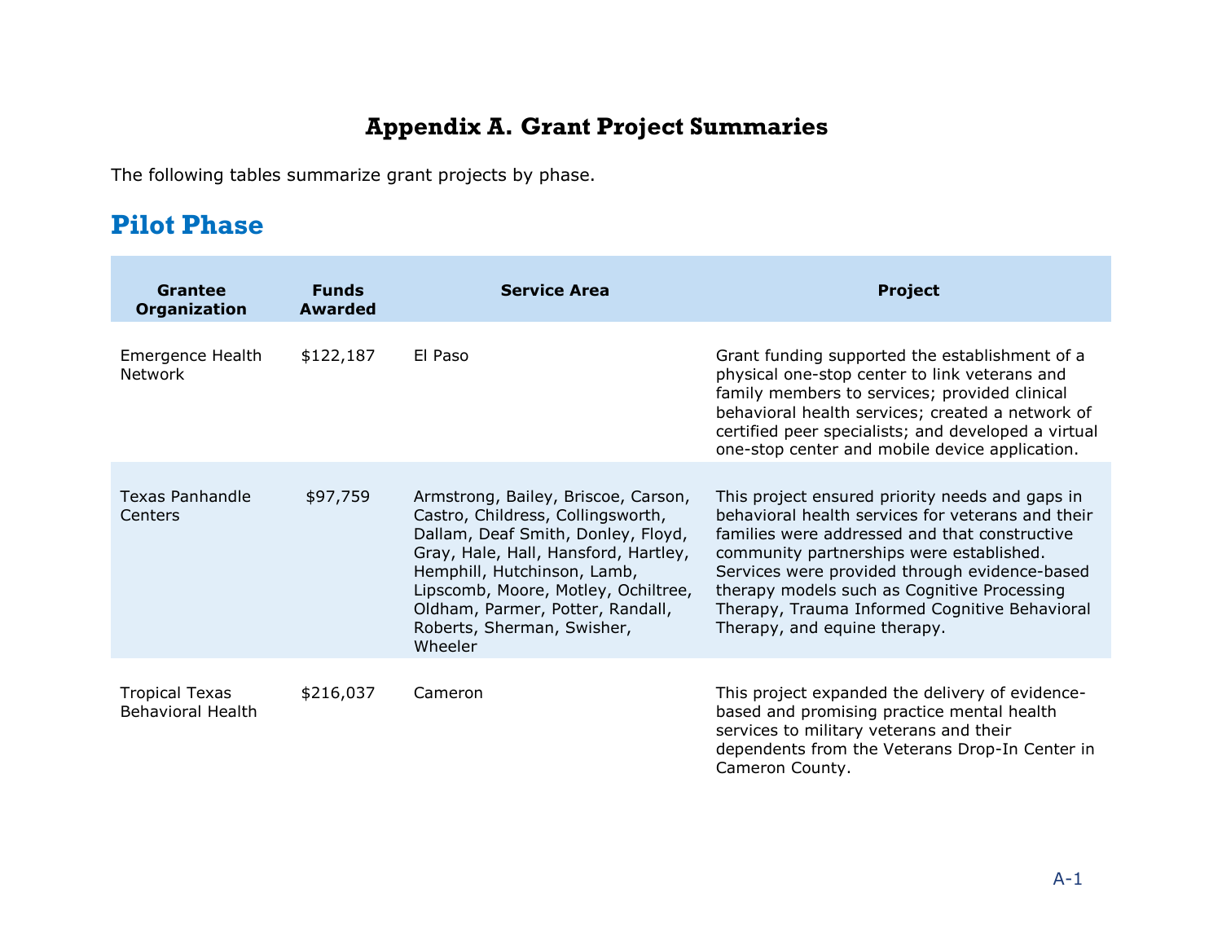# Appendix A. Grant Project Summaries

The following tables summarize grant projects by phase.

## Pilot Phase

| Grantee Organization | Funds Awarded | Service Area | Project |
|---|---|---|---|
| Emergence Health Network | $122,187 | El Paso | Grant funding supported the establishment of a physical one-stop center to link veterans and family members to services; provided clinical behavioral health services; created a network of certified peer specialists; and developed a virtual one-stop center and mobile device application. |
| Texas Panhandle Centers | $97,759 | Armstrong, Bailey, Briscoe, Carson, Castro, Childress, Collingsworth, Dallam, Deaf Smith, Donley, Floyd, Gray, Hale, Hall, Hansford, Hartley, Hemphill, Hutchinson, Lamb, Lipscomb, Moore, Motley, Ochiltree, Oldham, Parmer, Potter, Randall, Roberts, Sherman, Swisher, Wheeler | This project ensured priority needs and gaps in behavioral health services for veterans and their families were addressed and that constructive community partnerships were established. Services were provided through evidence-based therapy models such as Cognitive Processing Therapy, Trauma Informed Cognitive Behavioral Therapy, and equine therapy. |
| Tropical Texas Behavioral Health | $216,037 | Cameron | This project expanded the delivery of evidence-based and promising practice mental health services to military veterans and their dependents from the Veterans Drop-In Center in Cameron County. |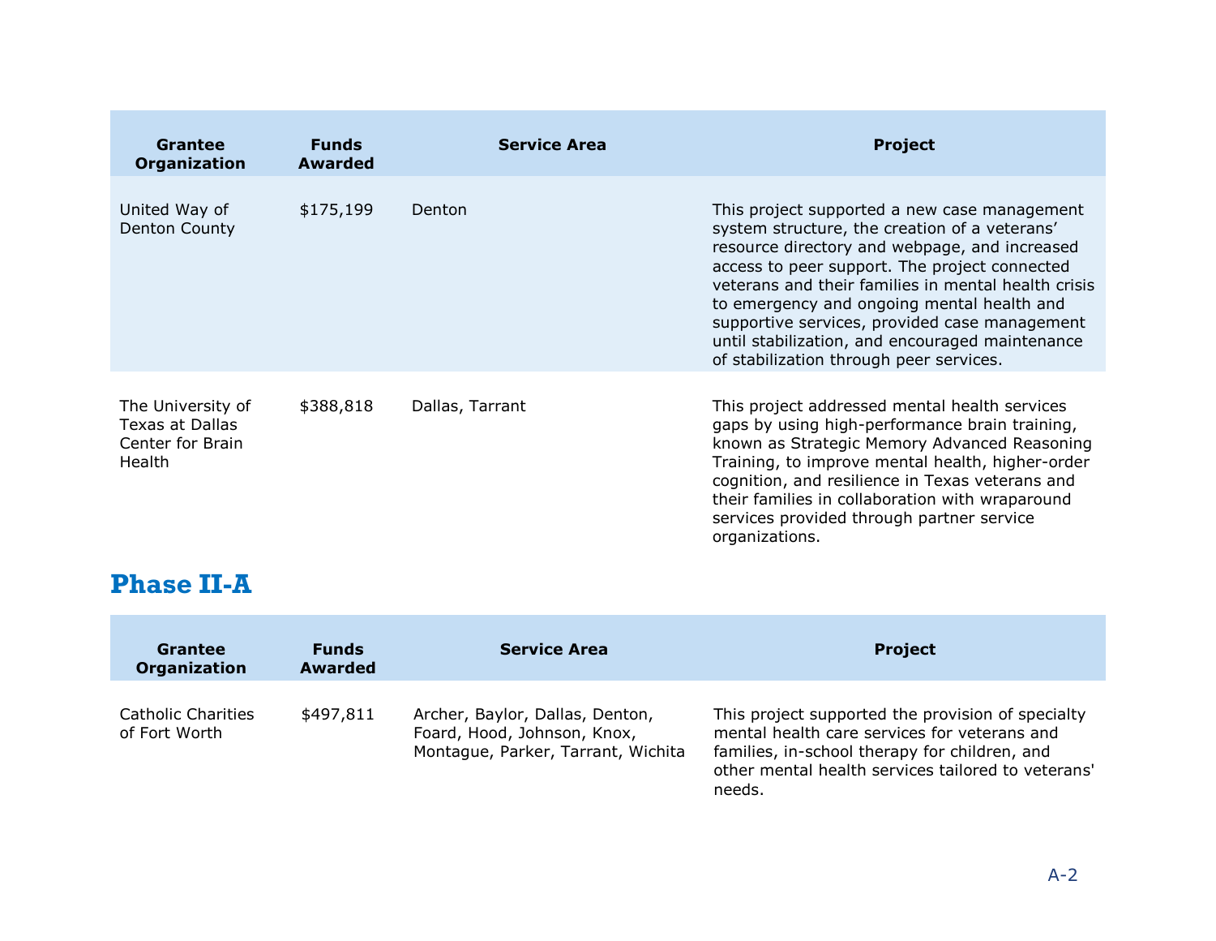| Grantee Organization | Funds Awarded | Service Area | Project |
|---|---|---|---|
| United Way of Denton County | $175,199 | Denton | This project supported a new case management system structure, the creation of a veterans' resource directory and webpage, and increased access to peer support. The project connected veterans and their families in mental health crisis to emergency and ongoing mental health and supportive services, provided case management until stabilization, and encouraged maintenance of stabilization through peer services. |
| The University of Texas at Dallas Center for Brain Health | $388,818 | Dallas, Tarrant | This project addressed mental health services gaps by using high-performance brain training, known as Strategic Memory Advanced Reasoning Training, to improve mental health, higher-order cognition, and resilience in Texas veterans and their families in collaboration with wraparound services provided through partner service organizations. |

## Phase II-A

| Grantee Organization | Funds Awarded | Service Area | Project |
|---|---|---|---|
| Catholic Charities of Fort Worth | $497,811 | Archer, Baylor, Dallas, Denton, Foard, Hood, Johnson, Knox, Montague, Parker, Tarrant, Wichita | This project supported the provision of specialty mental health care services for veterans and families, in-school therapy for children, and other mental health services tailored to veterans' needs. |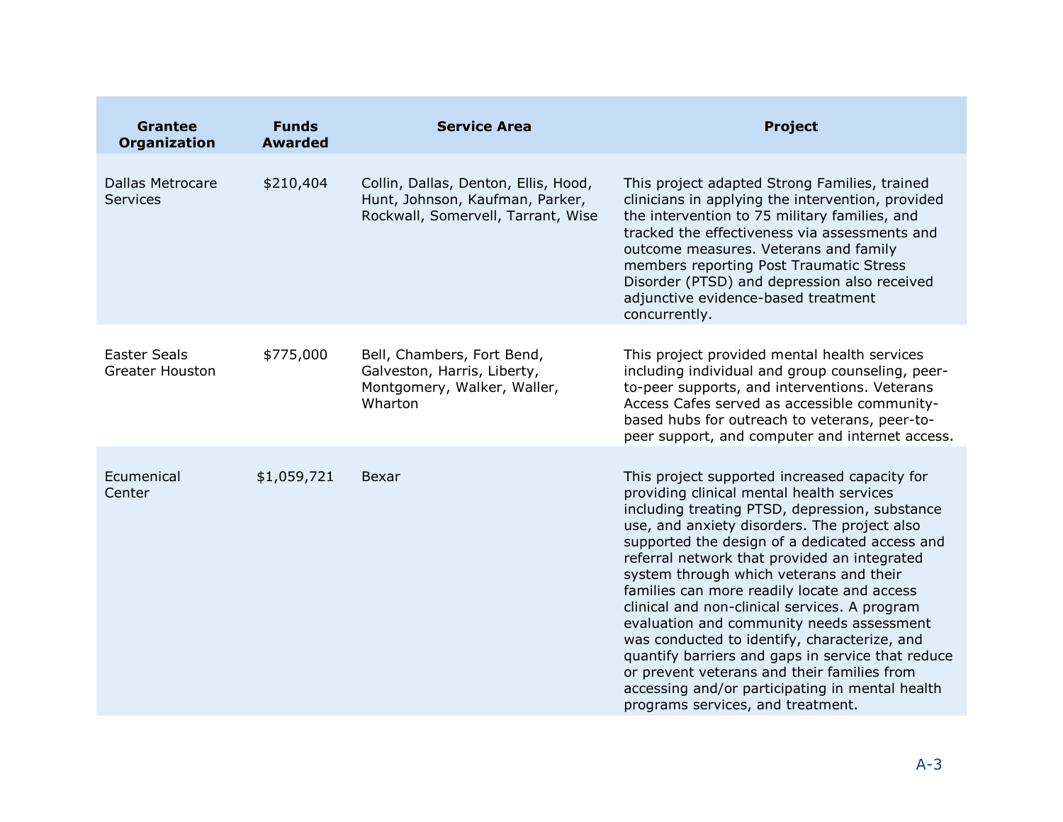| Grantee Organization | Funds Awarded | Service Area | Project |
| --- | --- | --- | --- |
| Dallas Metrocare Services | $210,404 | Collin, Dallas, Denton, Ellis, Hood, Hunt, Johnson, Kaufman, Parker, Rockwall, Somervell, Tarrant, Wise | This project adapted Strong Families, trained clinicians in applying the intervention, provided the intervention to 75 military families, and tracked the effectiveness via assessments and outcome measures. Veterans and family members reporting Post Traumatic Stress Disorder (PTSD) and depression also received adjunctive evidence-based treatment concurrently. |
| Easter Seals Greater Houston | $775,000 | Bell, Chambers, Fort Bend, Galveston, Harris, Liberty, Montgomery, Walker, Waller, Wharton | This project provided mental health services including individual and group counseling, peer-to-peer supports, and interventions. Veterans Access Cafes served as accessible community-based hubs for outreach to veterans, peer-to-peer support, and computer and internet access. |
| Ecumenical Center | $1,059,721 | Bexar | This project supported increased capacity for providing clinical mental health services including treating PTSD, depression, substance use, and anxiety disorders. The project also supported the design of a dedicated access and referral network that provided an integrated system through which veterans and their families can more readily locate and access clinical and non-clinical services. A program evaluation and community needs assessment was conducted to identify, characterize, and quantify barriers and gaps in service that reduce or prevent veterans and their families from accessing and/or participating in mental health programs services, and treatment. |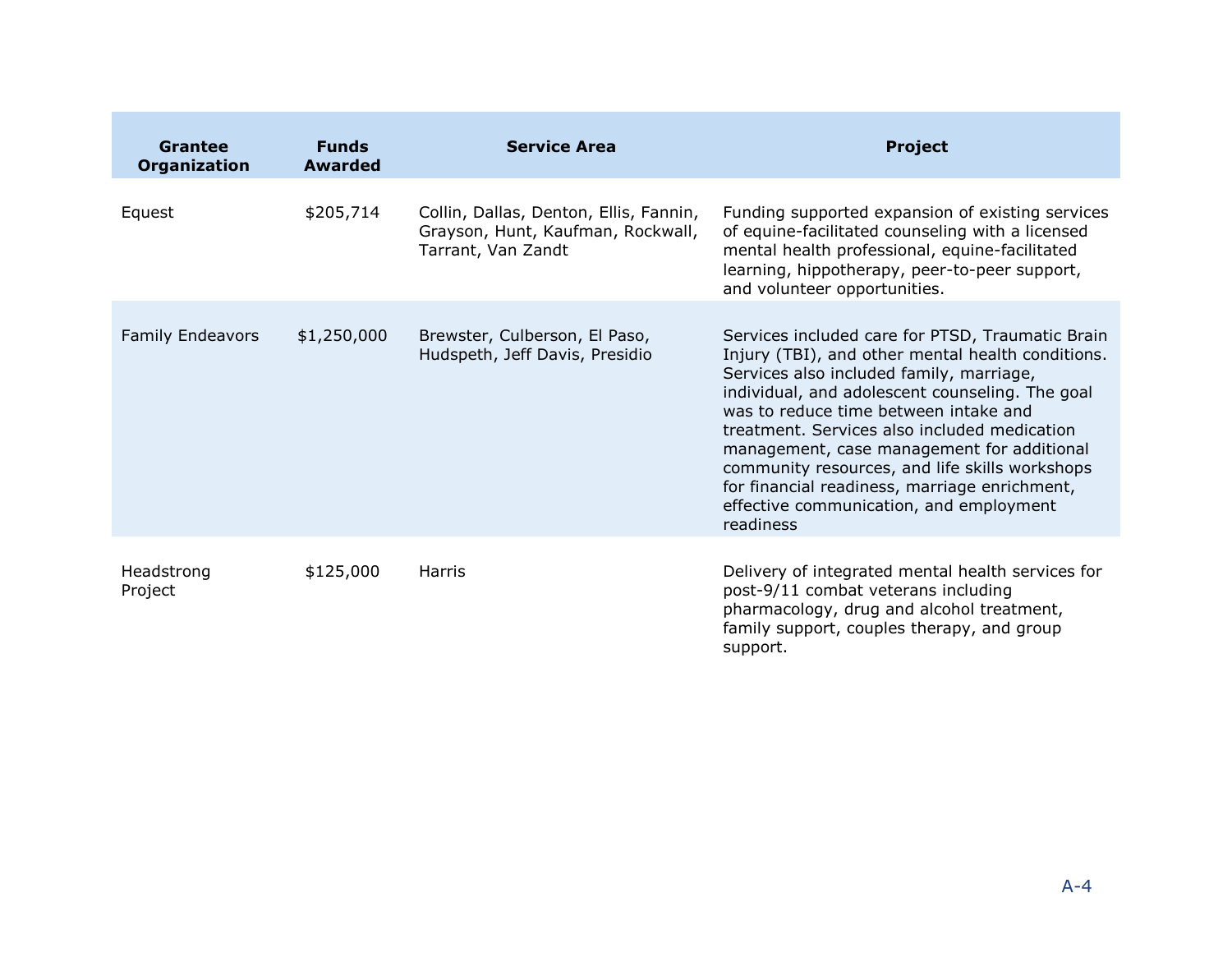| Grantee Organization | Funds Awarded | Service Area | Project |
|---|---|---|---|
| Equest | $205,714 | Collin, Dallas, Denton, Ellis, Fannin, Grayson, Hunt, Kaufman, Rockwall, Tarrant, Van Zandt | Funding supported expansion of existing services of equine-facilitated counseling with a licensed mental health professional, equine-facilitated learning, hippotherapy, peer-to-peer support, and volunteer opportunities. |
| Family Endeavors | $1,250,000 | Brewster, Culberson, El Paso, Hudspeth, Jeff Davis, Presidio | Services included care for PTSD, Traumatic Brain Injury (TBI), and other mental health conditions. Services also included family, marriage, individual, and adolescent counseling. The goal was to reduce time between intake and treatment. Services also included medication management, case management for additional community resources, and life skills workshops for financial readiness, marriage enrichment, effective communication, and employment readiness |
| Headstrong Project | $125,000 | Harris | Delivery of integrated mental health services for post-9/11 combat veterans including pharmacology, drug and alcohol treatment, family support, couples therapy, and group support. |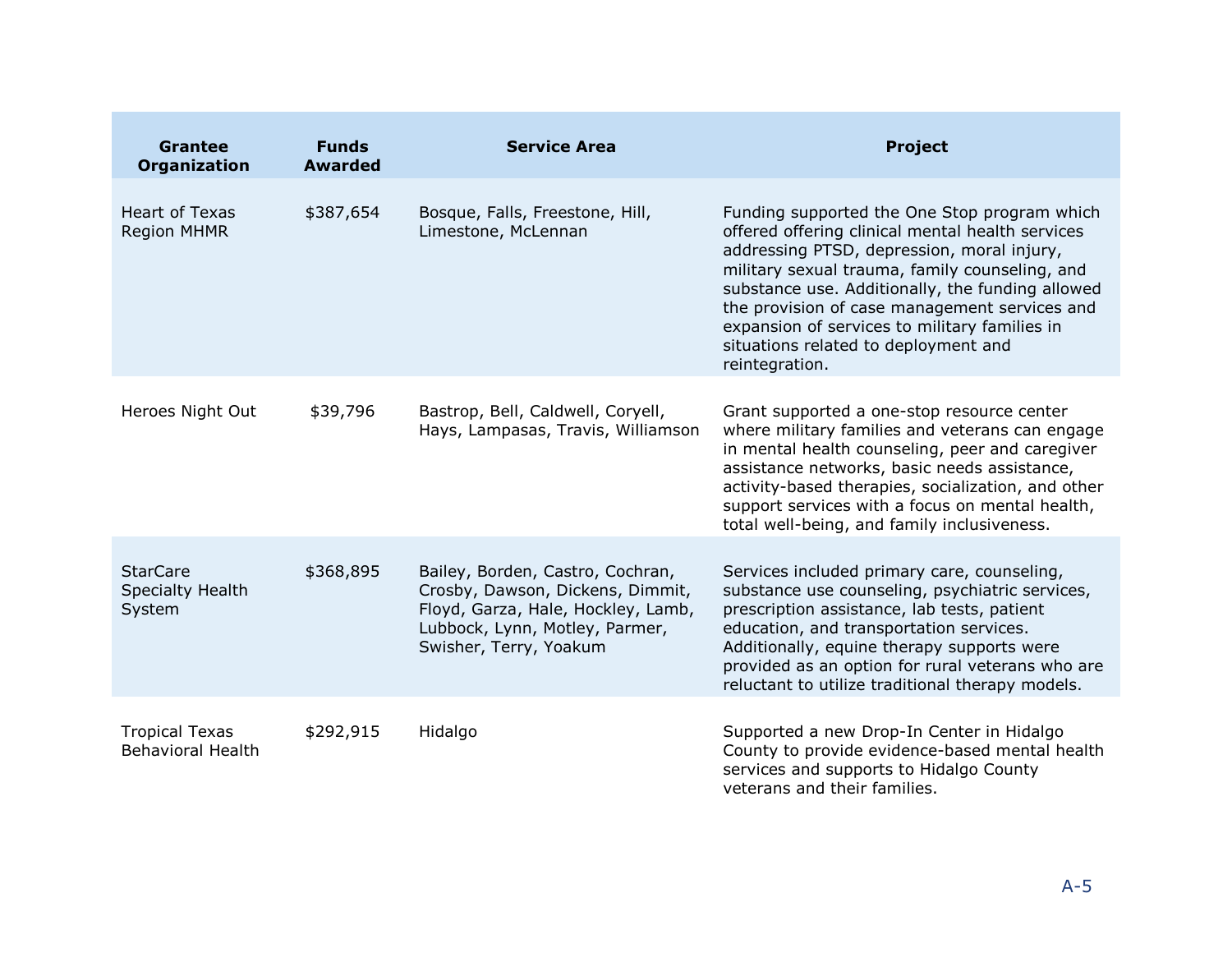| Grantee Organization | Funds Awarded | Service Area | Project |
|---|---|---|---|
| Heart of Texas Region MHMR | $387,654 | Bosque, Falls, Freestone, Hill, Limestone, McLennan | Funding supported the One Stop program which offered offering clinical mental health services addressing PTSD, depression, moral injury, military sexual trauma, family counseling, and substance use. Additionally, the funding allowed the provision of case management services and expansion of services to military families in situations related to deployment and reintegration. |
| Heroes Night Out | $39,796 | Bastrop, Bell, Caldwell, Coryell, Hays, Lampasas, Travis, Williamson | Grant supported a one-stop resource center where military families and veterans can engage in mental health counseling, peer and caregiver assistance networks, basic needs assistance, activity-based therapies, socialization, and other support services with a focus on mental health, total well-being, and family inclusiveness. |
| StarCare Specialty Health System | $368,895 | Bailey, Borden, Castro, Cochran, Crosby, Dawson, Dickens, Dimmit, Floyd, Garza, Hale, Hockley, Lamb, Lubbock, Lynn, Motley, Parmer, Swisher, Terry, Yoakum | Services included primary care, counseling, substance use counseling, psychiatric services, prescription assistance, lab tests, patient education, and transportation services. Additionally, equine therapy supports were provided as an option for rural veterans who are reluctant to utilize traditional therapy models. |
| Tropical Texas Behavioral Health | $292,915 | Hidalgo | Supported a new Drop-In Center in Hidalgo County to provide evidence-based mental health services and supports to Hidalgo County veterans and their families. |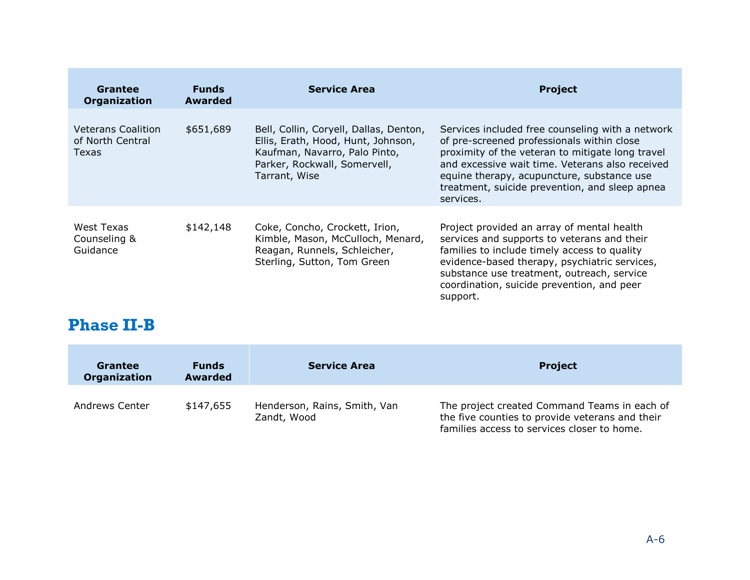| Grantee Organization | Funds Awarded | Service Area | Project |
| --- | --- | --- | --- |
| Veterans Coalition of North Central Texas | $651,689 | Bell, Collin, Coryell, Dallas, Denton, Ellis, Erath, Hood, Hunt, Johnson, Kaufman, Navarro, Palo Pinto, Parker, Rockwall, Somervell, Tarrant, Wise | Services included free counseling with a network of pre-screened professionals within close proximity of the veteran to mitigate long travel and excessive wait time. Veterans also received equine therapy, acupuncture, substance use treatment, suicide prevention, and sleep apnea services. |
| West Texas Counseling & Guidance | $142,148 | Coke, Concho, Crockett, Irion, Kimble, Mason, McCulloch, Menard, Reagan, Runnels, Schleicher, Sterling, Sutton, Tom Green | Project provided an array of mental health services and supports to veterans and their families to include timely access to quality evidence-based therapy, psychiatric services, substance use treatment, outreach, service coordination, suicide prevention, and peer support. |

## Phase II-B

| Grantee Organization | Funds Awarded | Service Area | Project |
| --- | --- | --- | --- |
| Andrews Center | $147,655 | Henderson, Rains, Smith, Van Zandt, Wood | The project created Command Teams in each of the five counties to provide veterans and their families access to services closer to home. |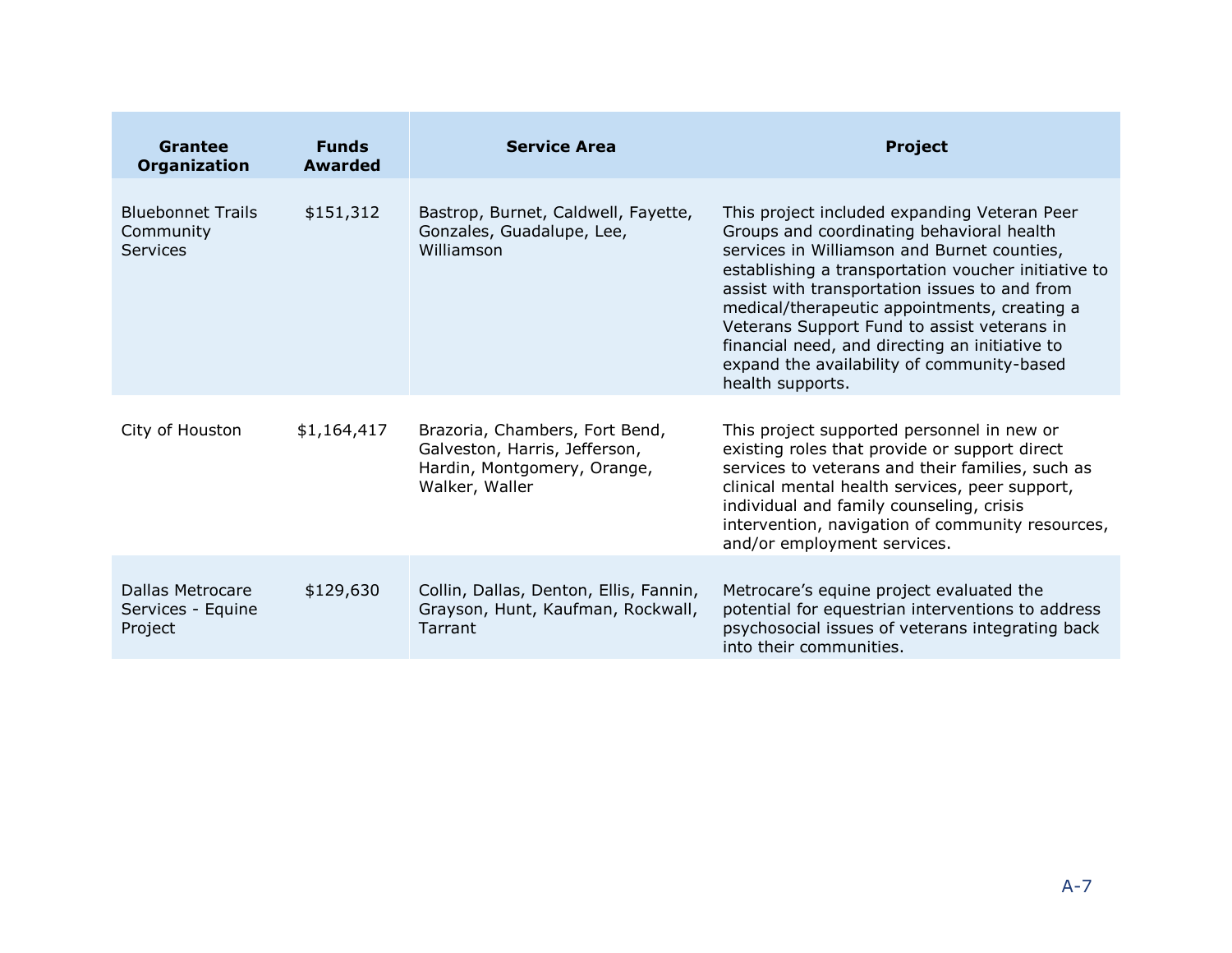| Grantee Organization | Funds Awarded | Service Area | Project |
|---|---|---|---|
| Bluebonnet Trails Community Services | $151,312 | Bastrop, Burnet, Caldwell, Fayette, Gonzales, Guadalupe, Lee, Williamson | This project included expanding Veteran Peer Groups and coordinating behavioral health services in Williamson and Burnet counties, establishing a transportation voucher initiative to assist with transportation issues to and from medical/therapeutic appointments, creating a Veterans Support Fund to assist veterans in financial need, and directing an initiative to expand the availability of community-based health supports. |
| City of Houston | $1,164,417 | Brazoria, Chambers, Fort Bend, Galveston, Harris, Jefferson, Hardin, Montgomery, Orange, Walker, Waller | This project supported personnel in new or existing roles that provide or support direct services to veterans and their families, such as clinical mental health services, peer support, individual and family counseling, crisis intervention, navigation of community resources, and/or employment services. |
| Dallas Metrocare Services - Equine Project | $129,630 | Collin, Dallas, Denton, Ellis, Fannin, Grayson, Hunt, Kaufman, Rockwall, Tarrant | Metrocare's equine project evaluated the potential for equestrian interventions to address psychosocial issues of veterans integrating back into their communities. |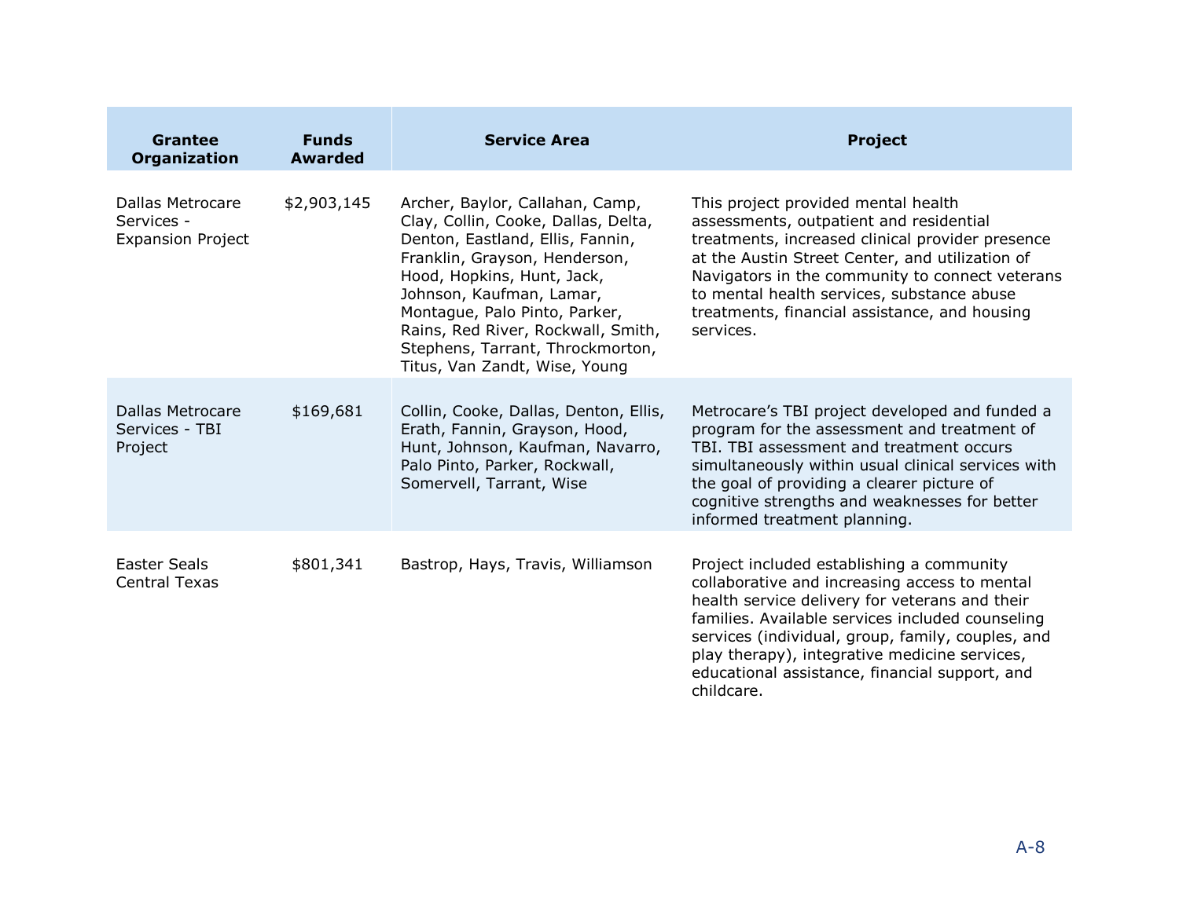| Grantee Organization | Funds Awarded | Service Area | Project |
|---|---|---|---|
| Dallas Metrocare Services - Expansion Project | $2,903,145 | Archer, Baylor, Callahan, Camp, Clay, Collin, Cooke, Dallas, Delta, Denton, Eastland, Ellis, Fannin, Franklin, Grayson, Henderson, Hood, Hopkins, Hunt, Jack, Johnson, Kaufman, Lamar, Montague, Palo Pinto, Parker, Rains, Red River, Rockwall, Smith, Stephens, Tarrant, Throckmorton, Titus, Van Zandt, Wise, Young | This project provided mental health assessments, outpatient and residential treatments, increased clinical provider presence at the Austin Street Center, and utilization of Navigators in the community to connect veterans to mental health services, substance abuse treatments, financial assistance, and housing services. |
| Dallas Metrocare Services - TBI Project | $169,681 | Collin, Cooke, Dallas, Denton, Ellis, Erath, Fannin, Grayson, Hood, Hunt, Johnson, Kaufman, Navarro, Palo Pinto, Parker, Rockwall, Somervell, Tarrant, Wise | Metrocare's TBI project developed and funded a program for the assessment and treatment of TBI. TBI assessment and treatment occurs simultaneously within usual clinical services with the goal of providing a clearer picture of cognitive strengths and weaknesses for better informed treatment planning. |
| Easter Seals Central Texas | $801,341 | Bastrop, Hays, Travis, Williamson | Project included establishing a community collaborative and increasing access to mental health service delivery for veterans and their families. Available services included counseling services (individual, group, family, couples, and play therapy), integrative medicine services, educational assistance, financial support, and childcare. |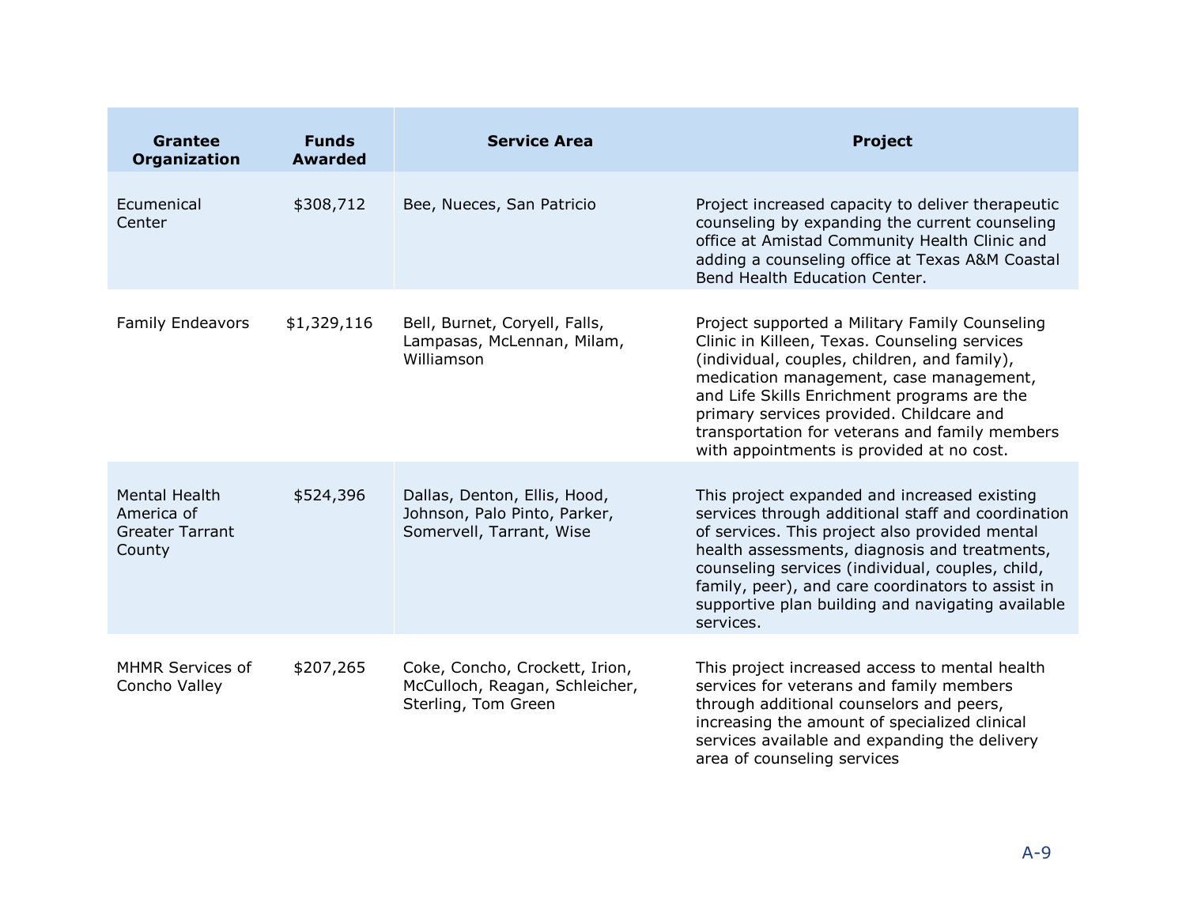| Grantee Organization | Funds Awarded | Service Area | Project |
|---|---|---|---|
| Ecumenical Center | $308,712 | Bee, Nueces, San Patricio | Project increased capacity to deliver therapeutic counseling by expanding the current counseling office at Amistad Community Health Clinic and adding a counseling office at Texas A&M Coastal Bend Health Education Center. |
| Family Endeavors | $1,329,116 | Bell, Burnet, Coryell, Falls, Lampasas, McLennan, Milam, Williamson | Project supported a Military Family Counseling Clinic in Killeen, Texas. Counseling services (individual, couples, children, and family), medication management, case management, and Life Skills Enrichment programs are the primary services provided. Childcare and transportation for veterans and family members with appointments is provided at no cost. |
| Mental Health America of Greater Tarrant County | $524,396 | Dallas, Denton, Ellis, Hood, Johnson, Palo Pinto, Parker, Somervell, Tarrant, Wise | This project expanded and increased existing services through additional staff and coordination of services. This project also provided mental health assessments, diagnosis and treatments, counseling services (individual, couples, child, family, peer), and care coordinators to assist in supportive plan building and navigating available services. |
| MHMR Services of Concho Valley | $207,265 | Coke, Concho, Crockett, Irion, McCulloch, Reagan, Schleicher, Sterling, Tom Green | This project increased access to mental health services for veterans and family members through additional counselors and peers, increasing the amount of specialized clinical services available and expanding the delivery area of counseling services |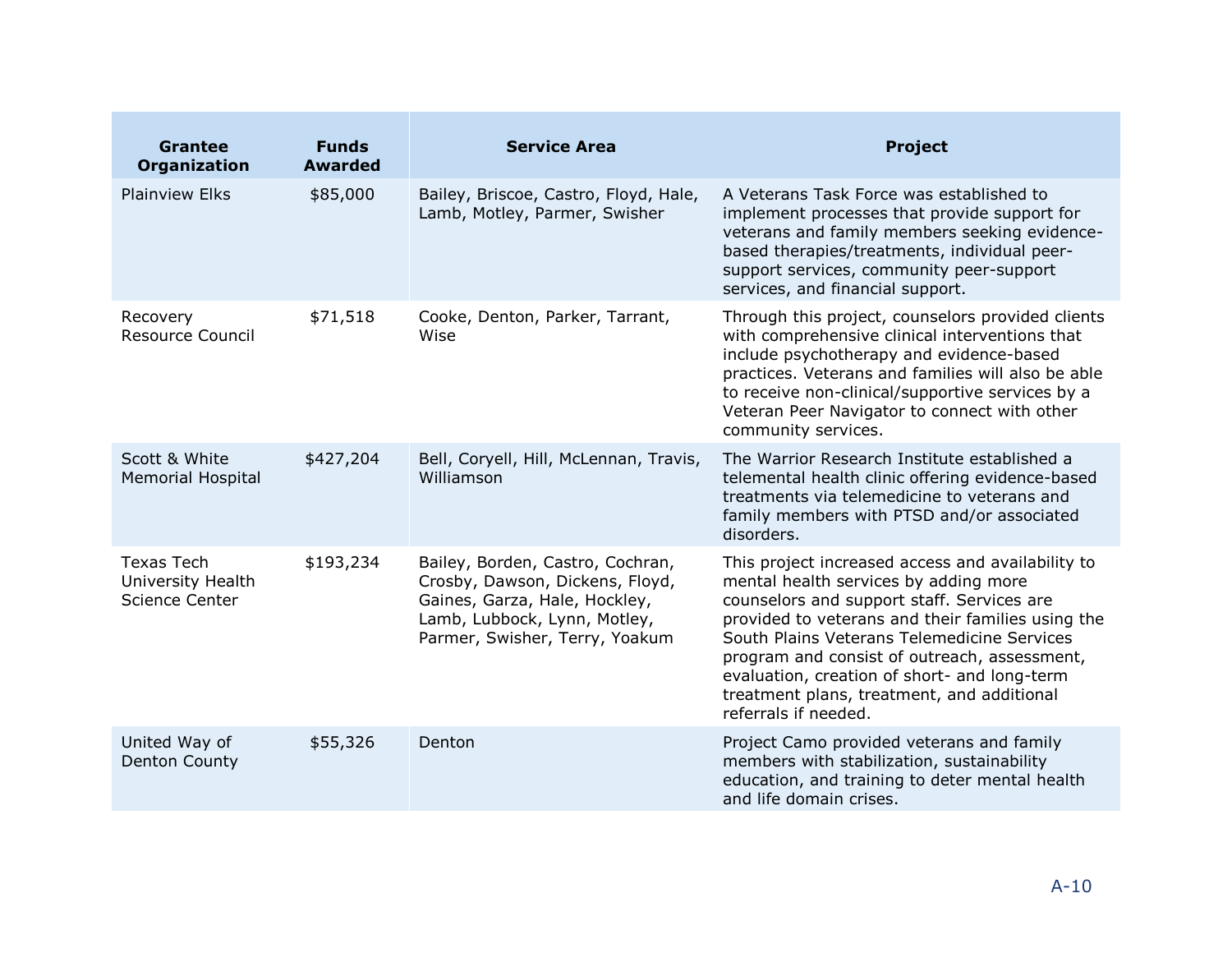| Grantee Organization | Funds Awarded | Service Area | Project |
|---|---|---|---|
| Plainview Elks | $85,000 | Bailey, Briscoe, Castro, Floyd, Hale, Lamb, Motley, Parmer, Swisher | A Veterans Task Force was established to implement processes that provide support for veterans and family members seeking evidence-based therapies/treatments, individual peer-support services, community peer-support services, and financial support. |
| Recovery Resource Council | $71,518 | Cooke, Denton, Parker, Tarrant, Wise | Through this project, counselors provided clients with comprehensive clinical interventions that include psychotherapy and evidence-based practices. Veterans and families will also be able to receive non-clinical/supportive services by a Veteran Peer Navigator to connect with other community services. |
| Scott & White Memorial Hospital | $427,204 | Bell, Coryell, Hill, McLennan, Travis, Williamson | The Warrior Research Institute established a telemental health clinic offering evidence-based treatments via telemedicine to veterans and family members with PTSD and/or associated disorders. |
| Texas Tech University Health Science Center | $193,234 | Bailey, Borden, Castro, Cochran, Crosby, Dawson, Dickens, Floyd, Gaines, Garza, Hale, Hockley, Lamb, Lubbock, Lynn, Motley, Parmer, Swisher, Terry, Yoakum | This project increased access and availability to mental health services by adding more counselors and support staff. Services are provided to veterans and their families using the South Plains Veterans Telemedicine Services program and consist of outreach, assessment, evaluation, creation of short- and long-term treatment plans, treatment, and additional referrals if needed. |
| United Way of Denton County | $55,326 | Denton | Project Camo provided veterans and family members with stabilization, sustainability education, and training to deter mental health and life domain crises. |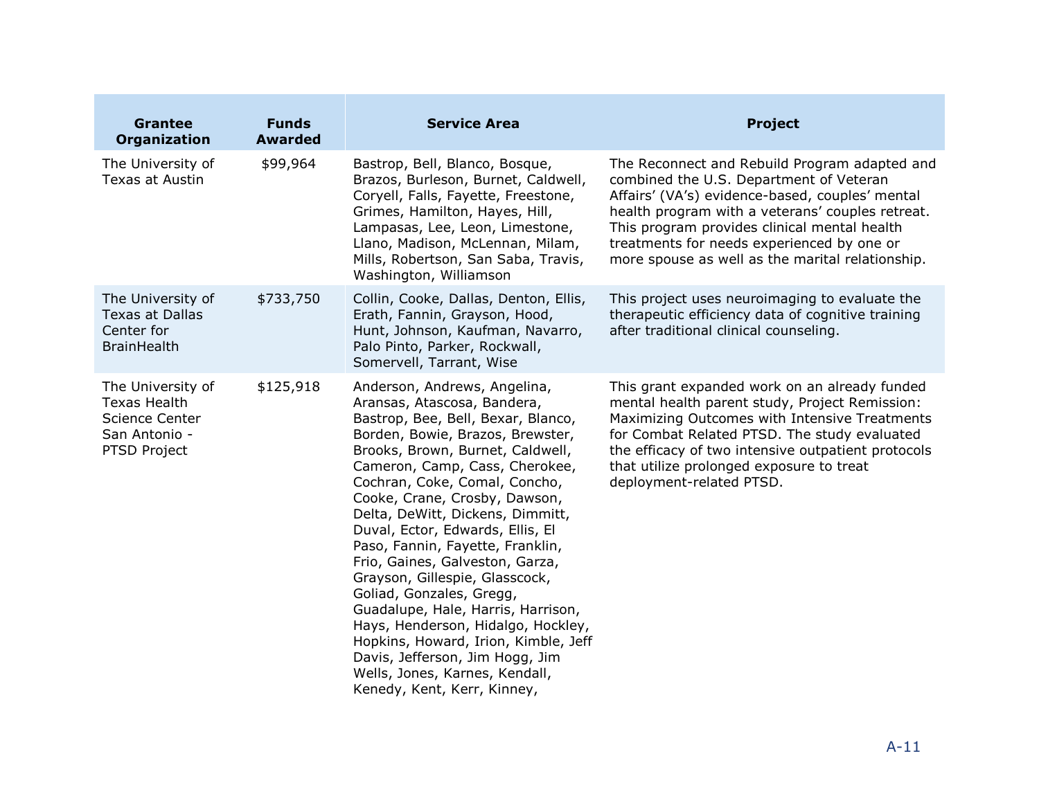| Grantee Organization | Funds Awarded | Service Area | Project |
|---|---|---|---|
| The University of Texas at Austin | $99,964 | Bastrop, Bell, Blanco, Bosque, Brazos, Burleson, Burnet, Caldwell, Coryell, Falls, Fayette, Freestone, Grimes, Hamilton, Hayes, Hill, Lampasas, Lee, Leon, Limestone, Llano, Madison, McLennan, Milam, Mills, Robertson, San Saba, Travis, Washington, Williamson | The Reconnect and Rebuild Program adapted and combined the U.S. Department of Veteran Affairs' (VA's) evidence-based, couples' mental health program with a veterans' couples retreat. This program provides clinical mental health treatments for needs experienced by one or more spouse as well as the marital relationship. |
| The University of Texas at Dallas Center for BrainHealth | $733,750 | Collin, Cooke, Dallas, Denton, Ellis, Erath, Fannin, Grayson, Hood, Hunt, Johnson, Kaufman, Navarro, Palo Pinto, Parker, Rockwall, Somervell, Tarrant, Wise | This project uses neuroimaging to evaluate the therapeutic efficiency data of cognitive training after traditional clinical counseling. |
| The University of Texas Health Science Center San Antonio - PTSD Project | $125,918 | Anderson, Andrews, Angelina, Aransas, Atascosa, Bandera, Bastrop, Bee, Bell, Bexar, Blanco, Borden, Bowie, Brazos, Brewster, Brooks, Brown, Burnet, Caldwell, Cameron, Camp, Cass, Cherokee, Cochran, Coke, Comal, Concho, Cooke, Crane, Crosby, Dawson, Delta, DeWitt, Dickens, Dimmitt, Duval, Ector, Edwards, Ellis, El Paso, Fannin, Fayette, Franklin, Frio, Gaines, Galveston, Garza, Grayson, Gillespie, Glasscock, Goliad, Gonzales, Gregg, Guadalupe, Hale, Harris, Harrison, Hays, Henderson, Hidalgo, Hockley, Hopkins, Howard, Irion, Kimble, Jeff Davis, Jefferson, Jim Hogg, Jim Wells, Jones, Karnes, Kendall, Kenedy, Kent, Kerr, Kinney, | This grant expanded work on an already funded mental health parent study, Project Remission: Maximizing Outcomes with Intensive Treatments for Combat Related PTSD. The study evaluated the efficacy of two intensive outpatient protocols that utilize prolonged exposure to treat deployment-related PTSD. |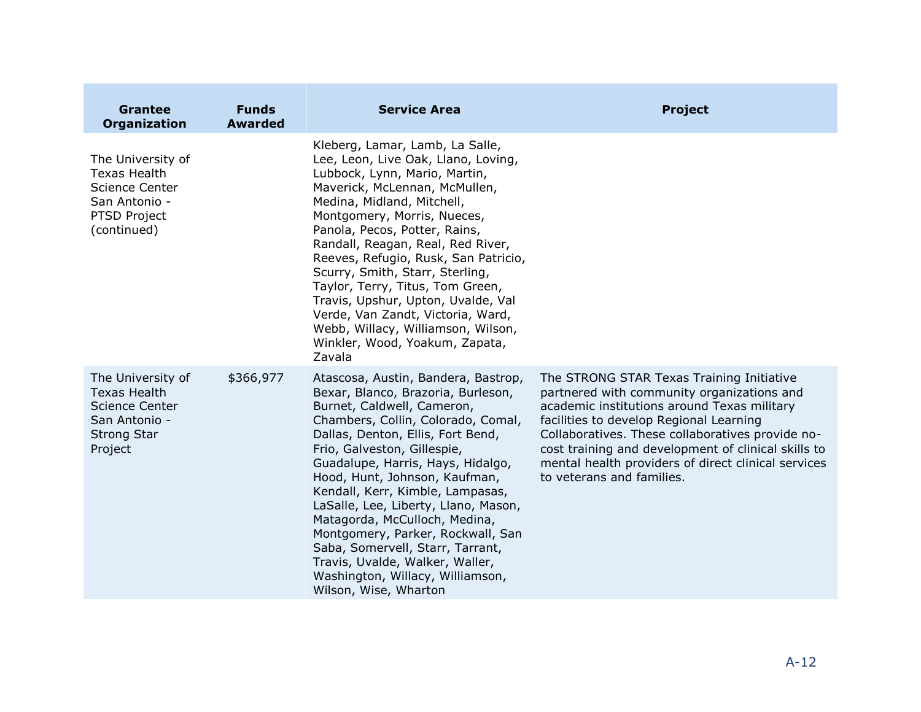| Grantee Organization | Funds Awarded | Service Area | Project |
|---|---|---|---|
| The University of Texas Health Science Center San Antonio - PTSD Project (continued) | | Kleberg, Lamar, Lamb, La Salle, Lee, Leon, Live Oak, Llano, Loving, Lubbock, Lynn, Mario, Martin, Maverick, McLennan, McMullen, Medina, Midland, Mitchell, Montgomery, Morris, Nueces, Panola, Pecos, Potter, Rains, Randall, Reagan, Real, Red River, Reeves, Refugio, Rusk, San Patricio, Scurry, Smith, Starr, Sterling, Taylor, Terry, Titus, Tom Green, Travis, Upshur, Upton, Uvalde, Val Verde, Van Zandt, Victoria, Ward, Webb, Willacy, Williamson, Wilson, Winkler, Wood, Yoakum, Zapata, Zavala | |
| The University of Texas Health Science Center San Antonio - Strong Star Project | $366,977 | Atascosa, Austin, Bandera, Bastrop, Bexar, Blanco, Brazoria, Burleson, Burnet, Caldwell, Cameron, Chambers, Collin, Colorado, Comal, Dallas, Denton, Ellis, Fort Bend, Frio, Galveston, Gillespie, Guadalupe, Harris, Hays, Hidalgo, Hood, Hunt, Johnson, Kaufman, Kendall, Kerr, Kimble, Lampasas, LaSalle, Lee, Liberty, Llano, Mason, Matagorda, McCulloch, Medina, Montgomery, Parker, Rockwall, San Saba, Somervell, Starr, Tarrant, Travis, Uvalde, Walker, Waller, Washington, Willacy, Williamson, Wilson, Wise, Wharton | The STRONG STAR Texas Training Initiative partnered with community organizations and academic institutions around Texas military facilities to develop Regional Learning Collaboratives. These collaboratives provide no-cost training and development of clinical skills to mental health providers of direct clinical services to veterans and families. |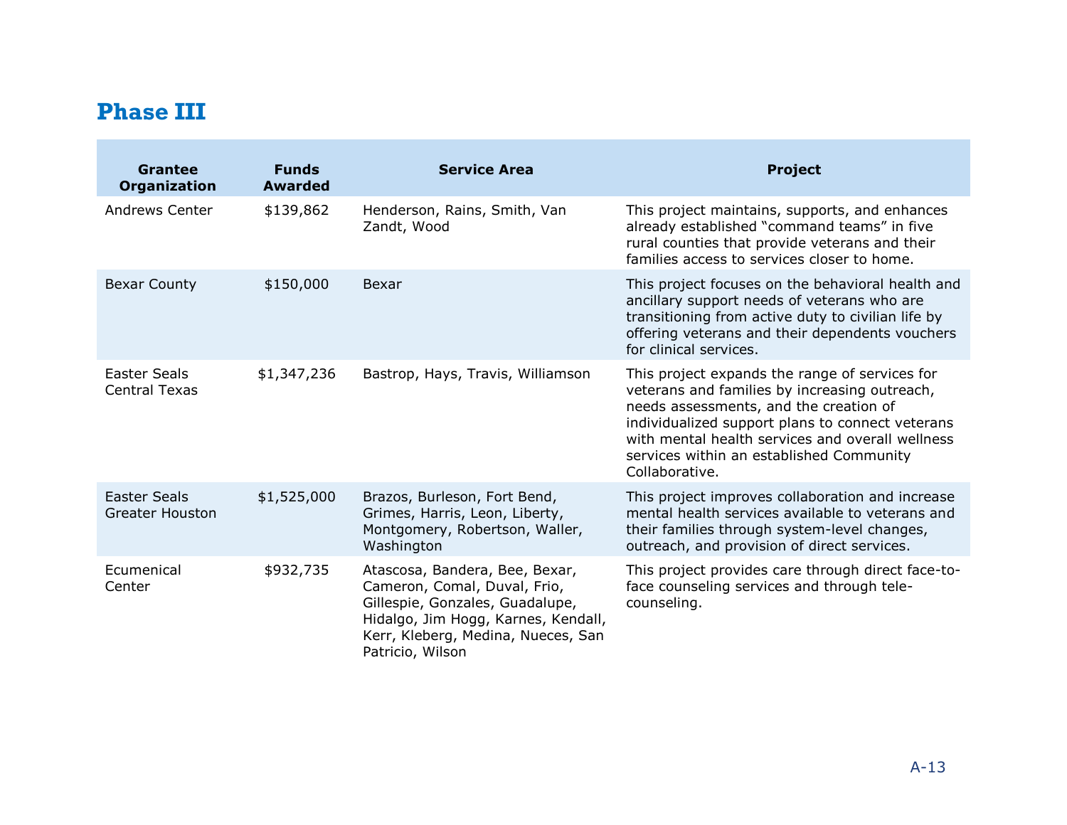## Phase III

| Grantee Organization | Funds Awarded | Service Area | Project |
|---|---|---|---|
| Andrews Center | $139,862 | Henderson, Rains, Smith, Van Zandt, Wood | This project maintains, supports, and enhances already established "command teams" in five rural counties that provide veterans and their families access to services closer to home. |
| Bexar County | $150,000 | Bexar | This project focuses on the behavioral health and ancillary support needs of veterans who are transitioning from active duty to civilian life by offering veterans and their dependents vouchers for clinical services. |
| Easter Seals Central Texas | $1,347,236 | Bastrop, Hays, Travis, Williamson | This project expands the range of services for veterans and families by increasing outreach, needs assessments, and the creation of individualized support plans to connect veterans with mental health services and overall wellness services within an established Community Collaborative. |
| Easter Seals Greater Houston | $1,525,000 | Brazos, Burleson, Fort Bend, Grimes, Harris, Leon, Liberty, Montgomery, Robertson, Waller, Washington | This project improves collaboration and increase mental health services available to veterans and their families through system-level changes, outreach, and provision of direct services. |
| Ecumenical Center | $932,735 | Atascosa, Bandera, Bee, Bexar, Cameron, Comal, Duval, Frio, Gillespie, Gonzales, Guadalupe, Hidalgo, Jim Hogg, Karnes, Kendall, Kerr, Kleberg, Medina, Nueces, San Patricio, Wilson | This project provides care through direct face-to-face counseling services and through tele-counseling. |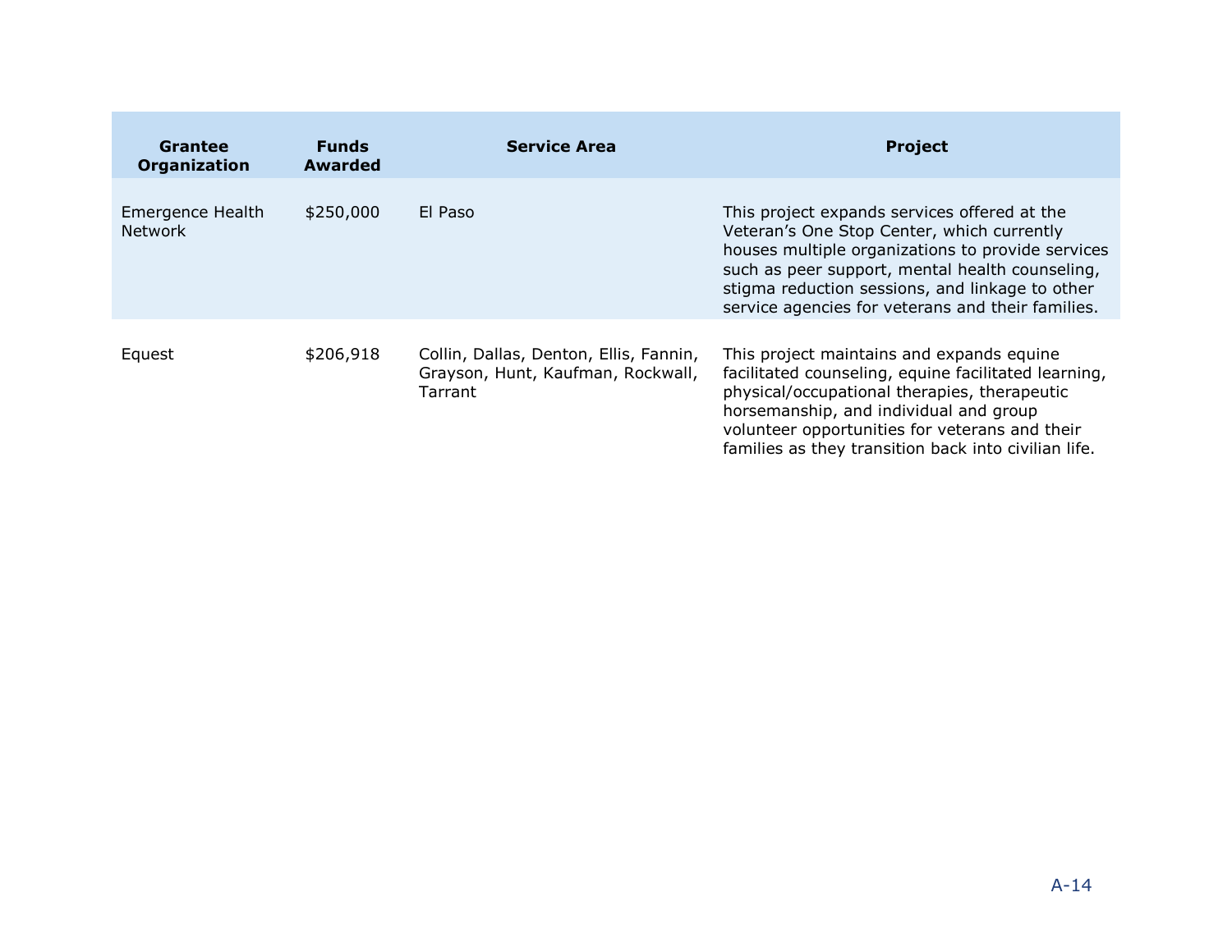| Grantee Organization | Funds Awarded | Service Area | Project |
|---|---|---|---|
| Emergence Health Network | $250,000 | El Paso | This project expands services offered at the Veteran's One Stop Center, which currently houses multiple organizations to provide services such as peer support, mental health counseling, stigma reduction sessions, and linkage to other service agencies for veterans and their families. |
| Equest | $206,918 | Collin, Dallas, Denton, Ellis, Fannin, Grayson, Hunt, Kaufman, Rockwall, Tarrant | This project maintains and expands equine facilitated counseling, equine facilitated learning, physical/occupational therapies, therapeutic horsemanship, and individual and group volunteer opportunities for veterans and their families as they transition back into civilian life. |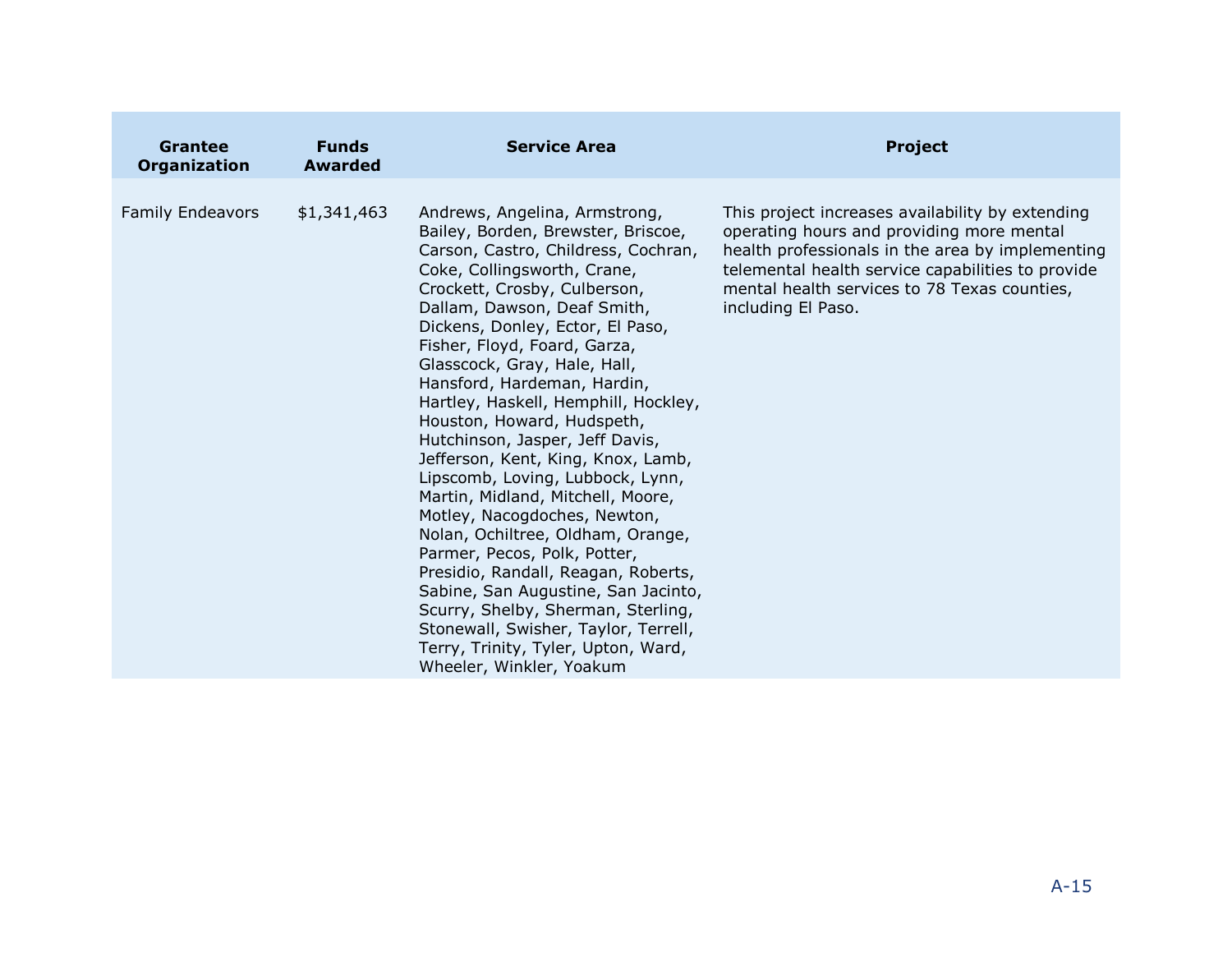| Grantee Organization | Funds Awarded | Service Area | Project |
| --- | --- | --- | --- |
| Family Endeavors | $1,341,463 | Andrews, Angelina, Armstrong, Bailey, Borden, Brewster, Briscoe, Carson, Castro, Childress, Cochran, Coke, Collingsworth, Crane, Crockett, Crosby, Culberson, Dallam, Dawson, Deaf Smith, Dickens, Donley, Ector, El Paso, Fisher, Floyd, Foard, Garza, Glasscock, Gray, Hale, Hall, Hansford, Hardeman, Hardin, Hartley, Haskell, Hemphill, Hockley, Houston, Howard, Hudspeth, Hutchinson, Jasper, Jeff Davis, Jefferson, Kent, King, Knox, Lamb, Lipscomb, Loving, Lubbock, Lynn, Martin, Midland, Mitchell, Moore, Motley, Nacogdoches, Newton, Nolan, Ochiltree, Oldham, Orange, Parmer, Pecos, Polk, Potter, Presidio, Randall, Reagan, Roberts, Sabine, San Augustine, San Jacinto, Scurry, Shelby, Sherman, Sterling, Stonewall, Swisher, Taylor, Terrell, Terry, Trinity, Tyler, Upton, Ward, Wheeler, Winkler, Yoakum | This project increases availability by extending operating hours and providing more mental health professionals in the area by implementing telemental health service capabilities to provide mental health services to 78 Texas counties, including El Paso. |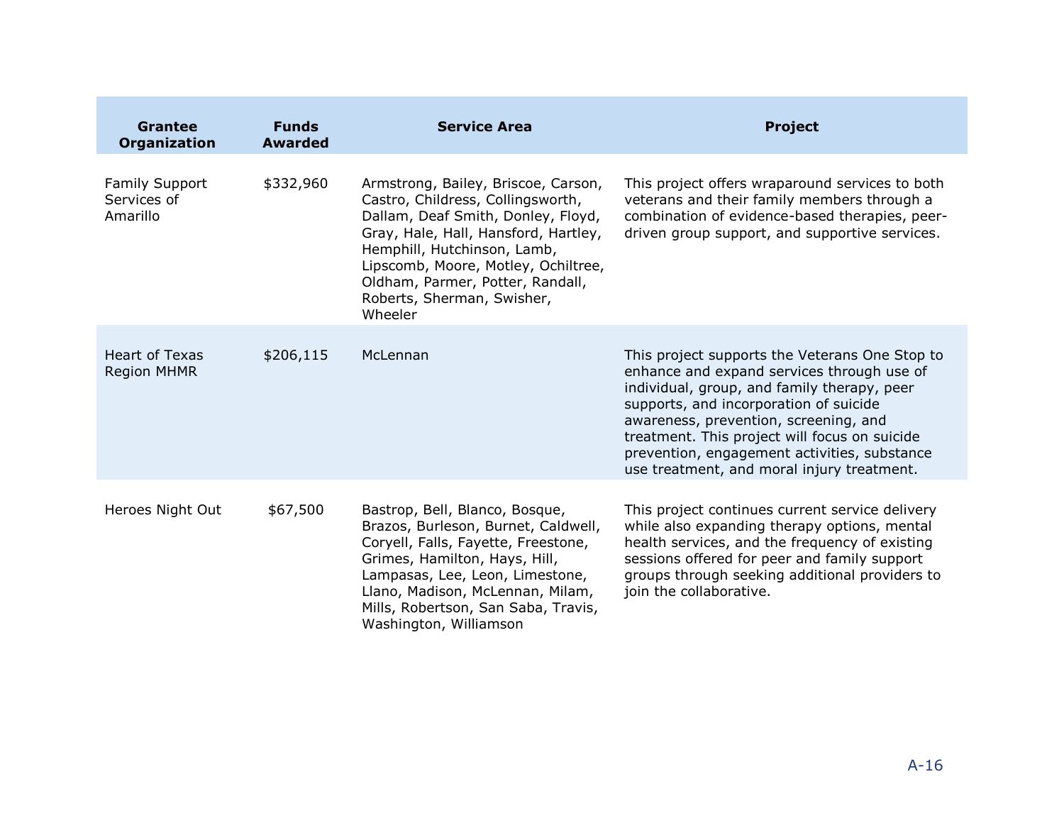| Grantee Organization | Funds Awarded | Service Area | Project |
|---|---|---|---|
| Family Support Services of Amarillo | $332,960 | Armstrong, Bailey, Briscoe, Carson, Castro, Childress, Collingsworth, Dallam, Deaf Smith, Donley, Floyd, Gray, Hale, Hall, Hansford, Hartley, Hemphill, Hutchinson, Lamb, Lipscomb, Moore, Motley, Ochiltree, Oldham, Parmer, Potter, Randall, Roberts, Sherman, Swisher, Wheeler | This project offers wraparound services to both veterans and their family members through a combination of evidence-based therapies, peer-driven group support, and supportive services. |
| Heart of Texas Region MHMR | $206,115 | McLennan | This project supports the Veterans One Stop to enhance and expand services through use of individual, group, and family therapy, peer supports, and incorporation of suicide awareness, prevention, screening, and treatment. This project will focus on suicide prevention, engagement activities, substance use treatment, and moral injury treatment. |
| Heroes Night Out | $67,500 | Bastrop, Bell, Blanco, Bosque, Brazos, Burleson, Burnet, Caldwell, Coryell, Falls, Fayette, Freestone, Grimes, Hamilton, Hays, Hill, Lampasas, Lee, Leon, Limestone, Llano, Madison, McLennan, Milam, Mills, Robertson, San Saba, Travis, Washington, Williamson | This project continues current service delivery while also expanding therapy options, mental health services, and the frequency of existing sessions offered for peer and family support groups through seeking additional providers to join the collaborative. |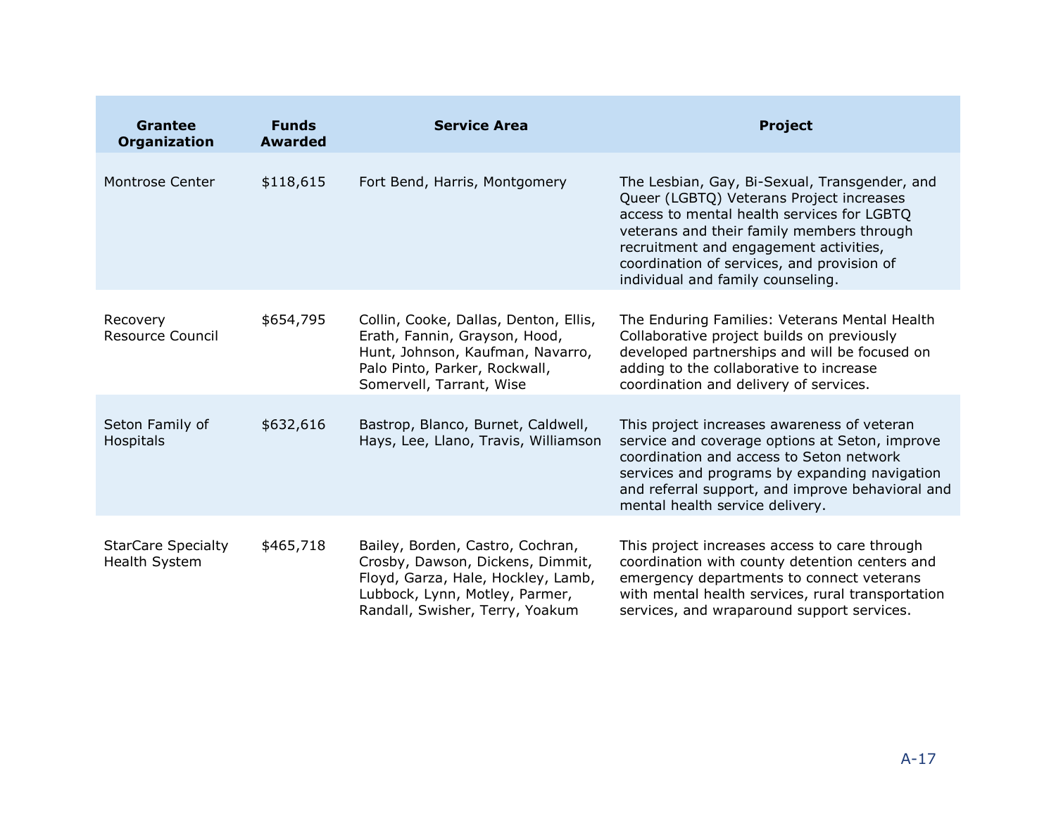| Grantee Organization | Funds Awarded | Service Area | Project |
|---|---|---|---|
| Montrose Center | $118,615 | Fort Bend, Harris, Montgomery | The Lesbian, Gay, Bi-Sexual, Transgender, and Queer (LGBTQ) Veterans Project increases access to mental health services for LGBTQ veterans and their family members through recruitment and engagement activities, coordination of services, and provision of individual and family counseling. |
| Recovery Resource Council | $654,795 | Collin, Cooke, Dallas, Denton, Ellis, Erath, Fannin, Grayson, Hood, Hunt, Johnson, Kaufman, Navarro, Palo Pinto, Parker, Rockwall, Somervell, Tarrant, Wise | The Enduring Families: Veterans Mental Health Collaborative project builds on previously developed partnerships and will be focused on adding to the collaborative to increase coordination and delivery of services. |
| Seton Family of Hospitals | $632,616 | Bastrop, Blanco, Burnet, Caldwell, Hays, Lee, Llano, Travis, Williamson | This project increases awareness of veteran service and coverage options at Seton, improve coordination and access to Seton network services and programs by expanding navigation and referral support, and improve behavioral and mental health service delivery. |
| StarCare Specialty Health System | $465,718 | Bailey, Borden, Castro, Cochran, Crosby, Dawson, Dickens, Dimmit, Floyd, Garza, Hale, Hockley, Lamb, Lubbock, Lynn, Motley, Parmer, Randall, Swisher, Terry, Yoakum | This project increases access to care through coordination with county detention centers and emergency departments to connect veterans with mental health services, rural transportation services, and wraparound support services. |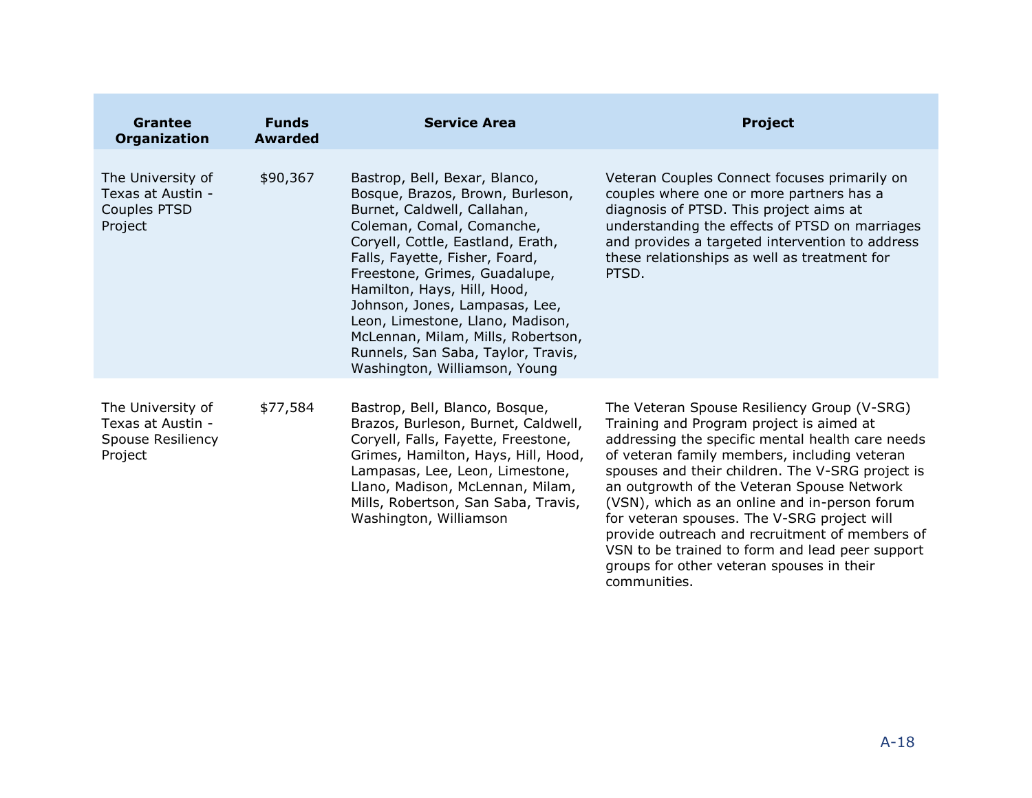| Grantee Organization | Funds Awarded | Service Area | Project |
|---|---|---|---|
| The University of Texas at Austin - Couples PTSD Project | $90,367 | Bastrop, Bell, Bexar, Blanco, Bosque, Brazos, Brown, Burleson, Burnet, Caldwell, Callahan, Coleman, Comal, Comanche, Coryell, Cottle, Eastland, Erath, Falls, Fayette, Fisher, Foard, Freestone, Grimes, Guadalupe, Hamilton, Hays, Hill, Hood, Johnson, Jones, Lampasas, Lee, Leon, Limestone, Llano, Madison, McLennan, Milam, Mills, Robertson, Runnels, San Saba, Taylor, Travis, Washington, Williamson, Young | Veteran Couples Connect focuses primarily on couples where one or more partners has a diagnosis of PTSD. This project aims at understanding the effects of PTSD on marriages and provides a targeted intervention to address these relationships as well as treatment for PTSD. |
| The University of Texas at Austin - Spouse Resiliency Project | $77,584 | Bastrop, Bell, Blanco, Bosque, Brazos, Burleson, Burnet, Caldwell, Coryell, Falls, Fayette, Freestone, Grimes, Hamilton, Hays, Hill, Hood, Lampasas, Lee, Leon, Limestone, Llano, Madison, McLennan, Milam, Mills, Robertson, San Saba, Travis, Washington, Williamson | The Veteran Spouse Resiliency Group (V-SRG) Training and Program project is aimed at addressing the specific mental health care needs of veteran family members, including veteran spouses and their children. The V-SRG project is an outgrowth of the Veteran Spouse Network (VSN), which as an online and in-person forum for veteran spouses. The V-SRG project will provide outreach and recruitment of members of VSN to be trained to form and lead peer support groups for other veteran spouses in their communities. |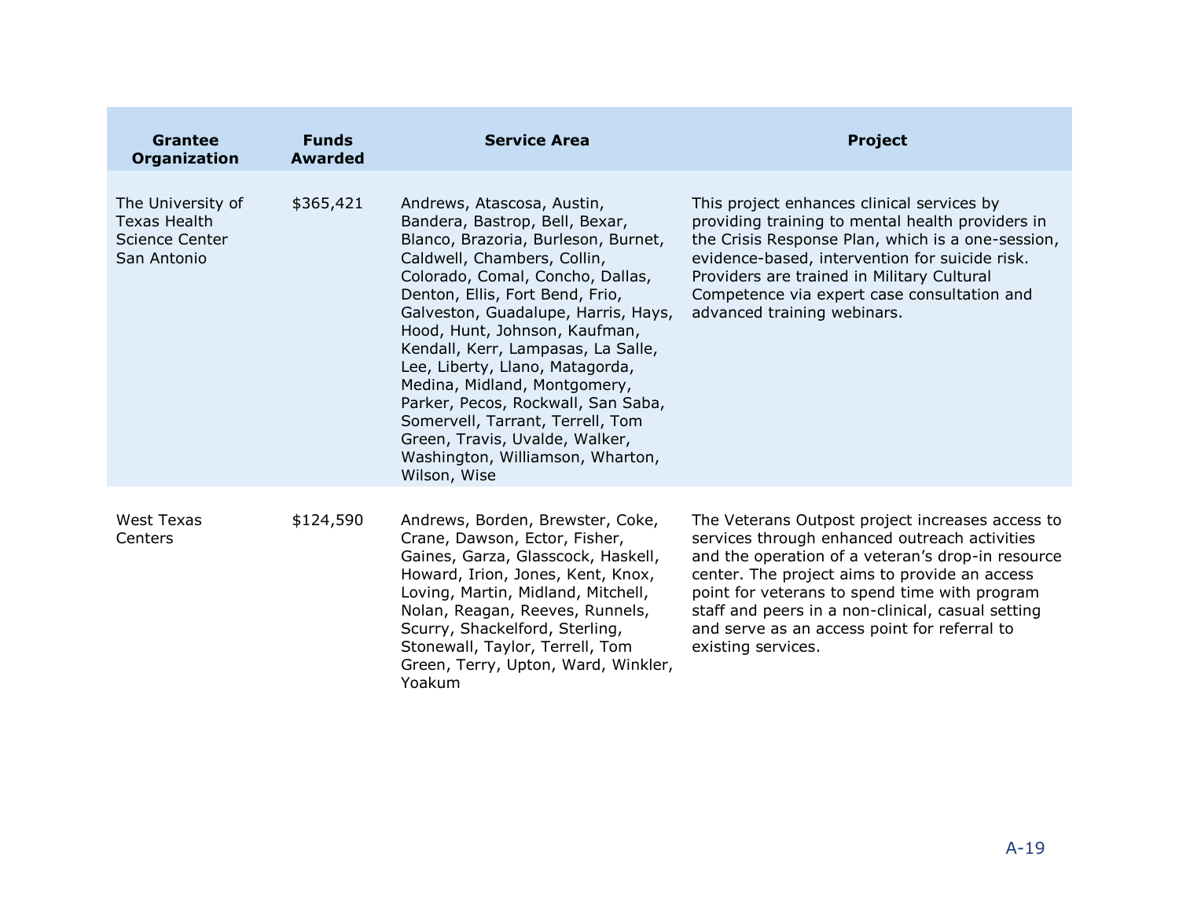| Grantee Organization | Funds Awarded | Service Area | Project |
| --- | --- | --- | --- |
| The University of Texas Health Science Center San Antonio | $365,421 | Andrews, Atascosa, Austin, Bandera, Bastrop, Bell, Bexar, Blanco, Brazoria, Burleson, Burnet, Caldwell, Chambers, Collin, Colorado, Comal, Concho, Dallas, Denton, Ellis, Fort Bend, Frio, Galveston, Guadalupe, Harris, Hays, Hood, Hunt, Johnson, Kaufman, Kendall, Kerr, Lampasas, La Salle, Lee, Liberty, Llano, Matagorda, Medina, Midland, Montgomery, Parker, Pecos, Rockwall, San Saba, Somervell, Tarrant, Terrell, Tom Green, Travis, Uvalde, Walker, Washington, Williamson, Wharton, Wilson, Wise | This project enhances clinical services by providing training to mental health providers in the Crisis Response Plan, which is a one-session, evidence-based, intervention for suicide risk. Providers are trained in Military Cultural Competence via expert case consultation and advanced training webinars. |
| West Texas Centers | $124,590 | Andrews, Borden, Brewster, Coke, Crane, Dawson, Ector, Fisher, Gaines, Garza, Glasscock, Haskell, Howard, Irion, Jones, Kent, Knox, Loving, Martin, Midland, Mitchell, Nolan, Reagan, Reeves, Runnels, Scurry, Shackelford, Sterling, Stonewall, Taylor, Terrell, Tom Green, Terry, Upton, Ward, Winkler, Yoakum | The Veterans Outpost project increases access to services through enhanced outreach activities and the operation of a veteran's drop-in resource center. The project aims to provide an access point for veterans to spend time with program staff and peers in a non-clinical, casual setting and serve as an access point for referral to existing services. |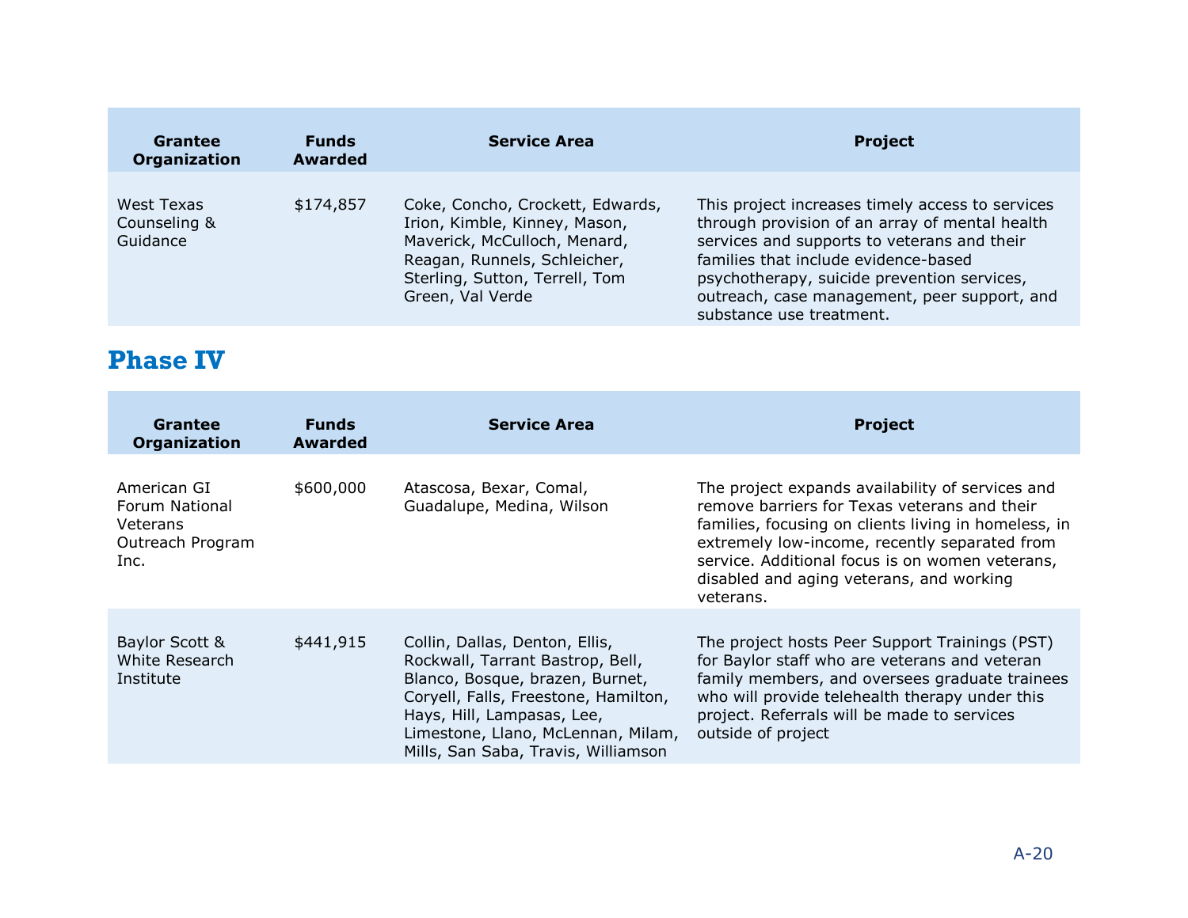| Grantee Organization | Funds Awarded | Service Area | Project |
|---|---|---|---|
| West Texas Counseling & Guidance | $174,857 | Coke, Concho, Crockett, Edwards, Irion, Kimble, Kinney, Mason, Maverick, McCulloch, Menard, Reagan, Runnels, Schleicher, Sterling, Sutton, Terrell, Tom Green, Val Verde | This project increases timely access to services through provision of an array of mental health services and supports to veterans and their families that include evidence-based psychotherapy, suicide prevention services, outreach, case management, peer support, and substance use treatment. |

## Phase IV

| Grantee Organization | Funds Awarded | Service Area | Project |
|---|---|---|---|
| American GI Forum National Veterans Outreach Program Inc. | $600,000 | Atascosa, Bexar, Comal, Guadalupe, Medina, Wilson | The project expands availability of services and remove barriers for Texas veterans and their families, focusing on clients living in homeless, in extremely low-income, recently separated from service. Additional focus is on women veterans, disabled and aging veterans, and working veterans. |
| Baylor Scott & White Research Institute | $441,915 | Collin, Dallas, Denton, Ellis, Rockwall, Tarrant Bastrop, Bell, Blanco, Bosque, brazen, Burnet, Coryell, Falls, Freestone, Hamilton, Hays, Hill, Lampasas, Lee, Limestone, Llano, McLennan, Milam, Mills, San Saba, Travis, Williamson | The project hosts Peer Support Trainings (PST) for Baylor staff who are veterans and veteran family members, and oversees graduate trainees who will provide telehealth therapy under this project. Referrals will be made to services outside of project |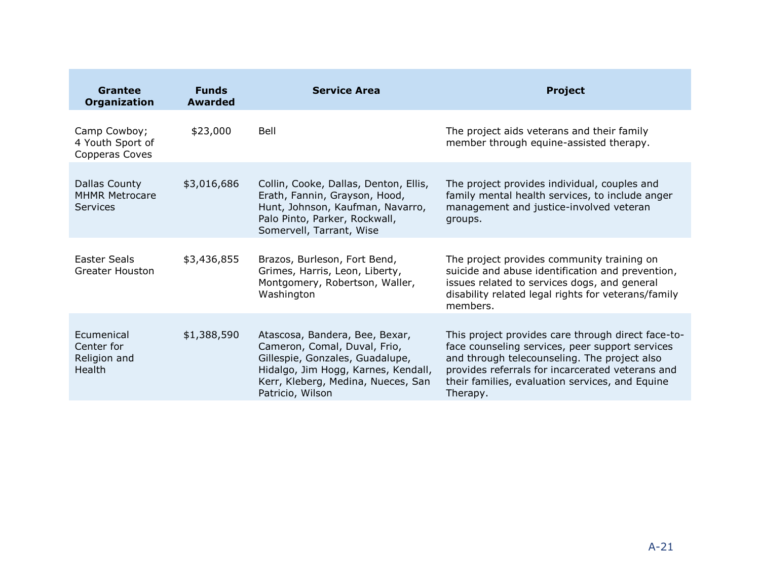| Grantee Organization | Funds Awarded | Service Area | Project |
| --- | --- | --- | --- |
| Camp Cowboy; 4 Youth Sport of Copperas Coves | $23,000 | Bell | The project aids veterans and their family member through equine-assisted therapy. |
| Dallas County MHMR Metrocare Services | $3,016,686 | Collin, Cooke, Dallas, Denton, Ellis, Erath, Fannin, Grayson, Hood, Hunt, Johnson, Kaufman, Navarro, Palo Pinto, Parker, Rockwall, Somervell, Tarrant, Wise | The project provides individual, couples and family mental health services, to include anger management and justice-involved veteran groups. |
| Easter Seals Greater Houston | $3,436,855 | Brazos, Burleson, Fort Bend, Grimes, Harris, Leon, Liberty, Montgomery, Robertson, Waller, Washington | The project provides community training on suicide and abuse identification and prevention, issues related to services dogs, and general disability related legal rights for veterans/family members. |
| Ecumenical Center for Religion and Health | $1,388,590 | Atascosa, Bandera, Bee, Bexar, Cameron, Comal, Duval, Frio, Gillespie, Gonzales, Guadalupe, Hidalgo, Jim Hogg, Karnes, Kendall, Kerr, Kleberg, Medina, Nueces, San Patricio, Wilson | This project provides care through direct face-to-face counseling services, peer support services and through telecounseling. The project also provides referrals for incarcerated veterans and their families, evaluation services, and Equine Therapy. |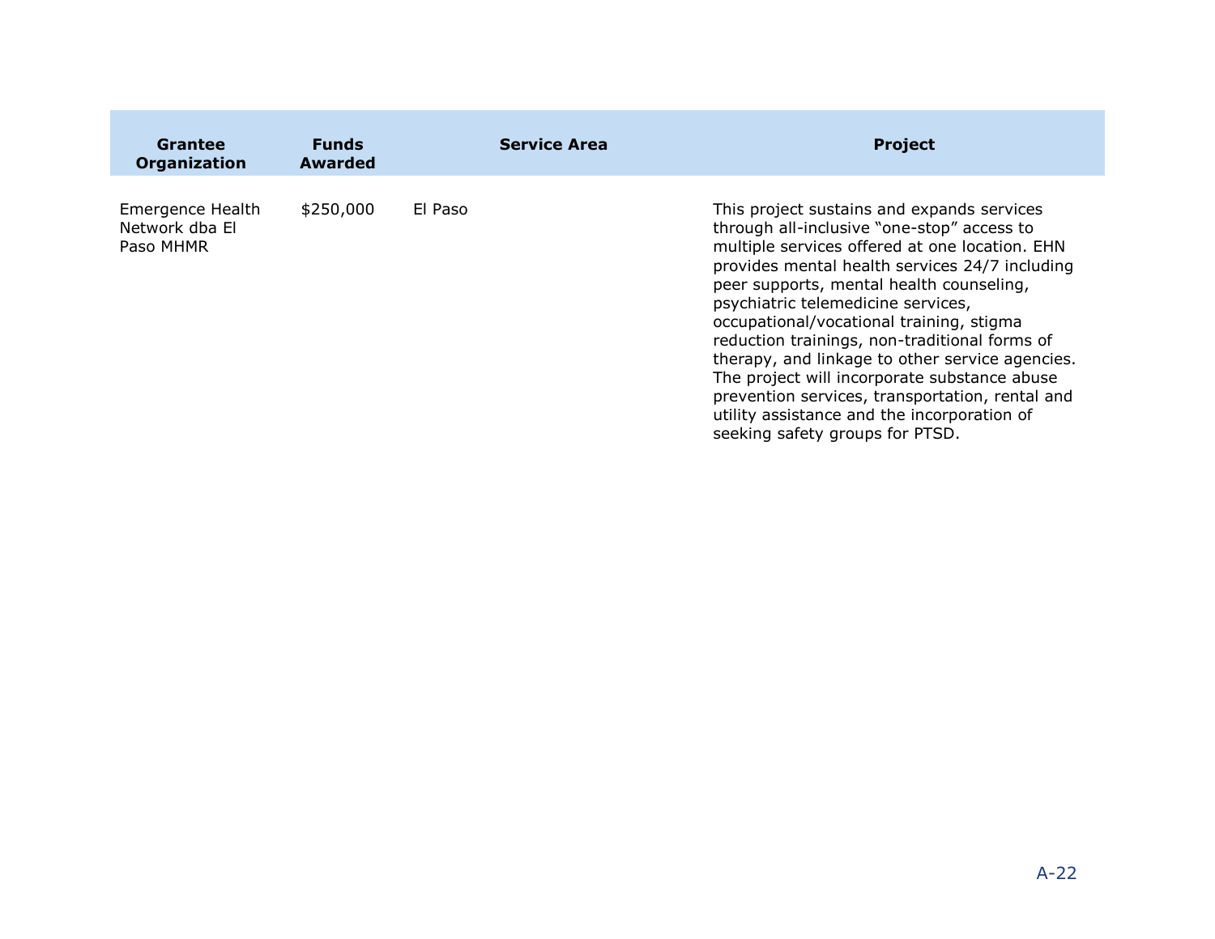| Grantee Organization | Funds Awarded | Service Area | Project |
| --- | --- | --- | --- |
| Emergence Health Network dba El Paso MHMR | $250,000 | El Paso | This project sustains and expands services through all-inclusive "one-stop" access to multiple services offered at one location. EHN provides mental health services 24/7 including peer supports, mental health counseling, psychiatric telemedicine services, occupational/vocational training, stigma reduction trainings, non-traditional forms of therapy, and linkage to other service agencies. The project will incorporate substance abuse prevention services, transportation, rental and utility assistance and the incorporation of seeking safety groups for PTSD. |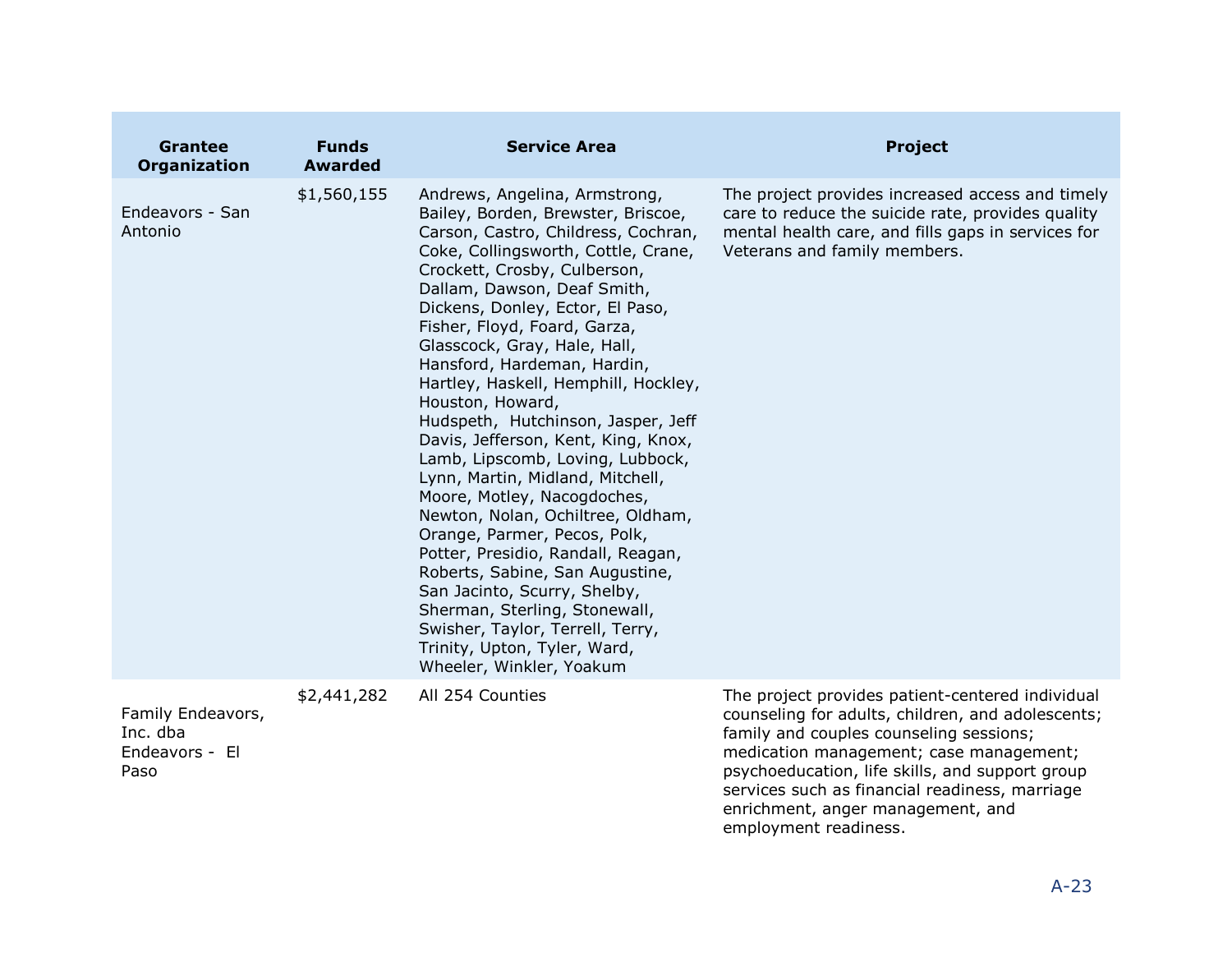| Grantee Organization | Funds Awarded | Service Area | Project |
|---|---|---|---|
| Endeavors - San Antonio | $1,560,155 | Andrews, Angelina, Armstrong, Bailey, Borden, Brewster, Briscoe, Carson, Castro, Childress, Cochran, Coke, Collingsworth, Cottle, Crane, Crockett, Crosby, Culberson, Dallam, Dawson, Deaf Smith, Dickens, Donley, Ector, El Paso, Fisher, Floyd, Foard, Garza, Glasscock, Gray, Hale, Hall, Hansford, Hardeman, Hardin, Hartley, Haskell, Hemphill, Hockley, Houston, Howard, Hudspeth, Hutchinson, Jasper, Jeff Davis, Jefferson, Kent, King, Knox, Lamb, Lipscomb, Loving, Lubbock, Lynn, Martin, Midland, Mitchell, Moore, Motley, Nacogdoches, Newton, Nolan, Ochiltree, Oldham, Orange, Parmer, Pecos, Polk, Potter, Presidio, Randall, Reagan, Roberts, Sabine, San Augustine, San Jacinto, Scurry, Shelby, Sherman, Sterling, Stonewall, Swisher, Taylor, Terrell, Terry, Trinity, Upton, Tyler, Ward, Wheeler, Winkler, Yoakum | The project provides increased access and timely care to reduce the suicide rate, provides quality mental health care, and fills gaps in services for Veterans and family members. |
| Family Endeavors, Inc. dba Endeavors - El Paso | $2,441,282 | All 254 Counties | The project provides patient-centered individual counseling for adults, children, and adolescents; family and couples counseling sessions; medication management; case management; psychoeducation, life skills, and support group services such as financial readiness, marriage enrichment, anger management, and employment readiness. |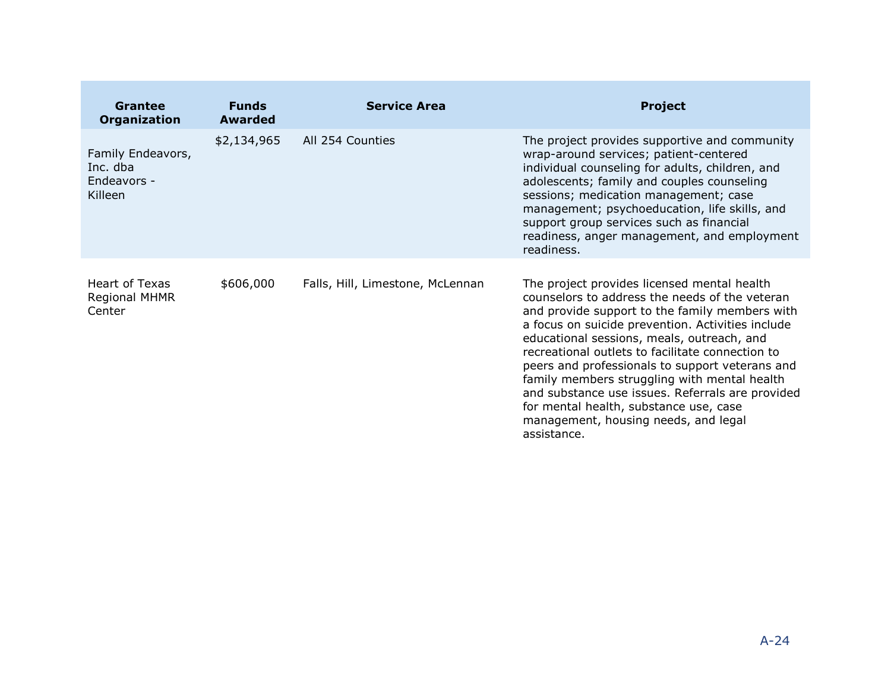| Grantee Organization | Funds Awarded | Service Area | Project |
|---|---|---|---|
| Family Endeavors, Inc. dba Endeavors - Killeen | $2,134,965 | All 254 Counties | The project provides supportive and community wrap-around services; patient-centered individual counseling for adults, children, and adolescents; family and couples counseling sessions; medication management; case management; psychoeducation, life skills, and support group services such as financial readiness, anger management, and employment readiness. |
| Heart of Texas Regional MHMR Center | $606,000 | Falls, Hill, Limestone, McLennan | The project provides licensed mental health counselors to address the needs of the veteran and provide support to the family members with a focus on suicide prevention. Activities include educational sessions, meals, outreach, and recreational outlets to facilitate connection to peers and professionals to support veterans and family members struggling with mental health and substance use issues. Referrals are provided for mental health, substance use, case management, housing needs, and legal assistance. |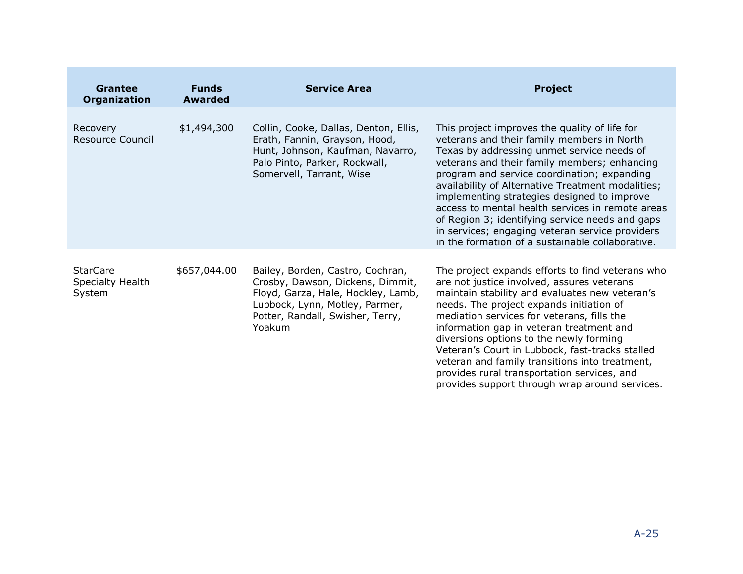| Grantee Organization | Funds Awarded | Service Area | Project |
| --- | --- | --- | --- |
| Recovery Resource Council | $1,494,300 | Collin, Cooke, Dallas, Denton, Ellis, Erath, Fannin, Grayson, Hood, Hunt, Johnson, Kaufman, Navarro, Palo Pinto, Parker, Rockwall, Somervell, Tarrant, Wise | This project improves the quality of life for veterans and their family members in North Texas by addressing unmet service needs of veterans and their family members; enhancing program and service coordination; expanding availability of Alternative Treatment modalities; implementing strategies designed to improve access to mental health services in remote areas of Region 3; identifying service needs and gaps in services; engaging veteran service providers in the formation of a sustainable collaborative. |
| StarCare Specialty Health System | $657,044.00 | Bailey, Borden, Castro, Cochran, Crosby, Dawson, Dickens, Dimmit, Floyd, Garza, Hale, Hockley, Lamb, Lubbock, Lynn, Motley, Parmer, Potter, Randall, Swisher, Terry, Yoakum | The project expands efforts to find veterans who are not justice involved, assures veterans maintain stability and evaluates new veteran's needs. The project expands initiation of mediation services for veterans, fills the information gap in veteran treatment and diversions options to the newly forming Veteran's Court in Lubbock, fast-tracks stalled veteran and family transitions into treatment, provides rural transportation services, and provides support through wrap around services. |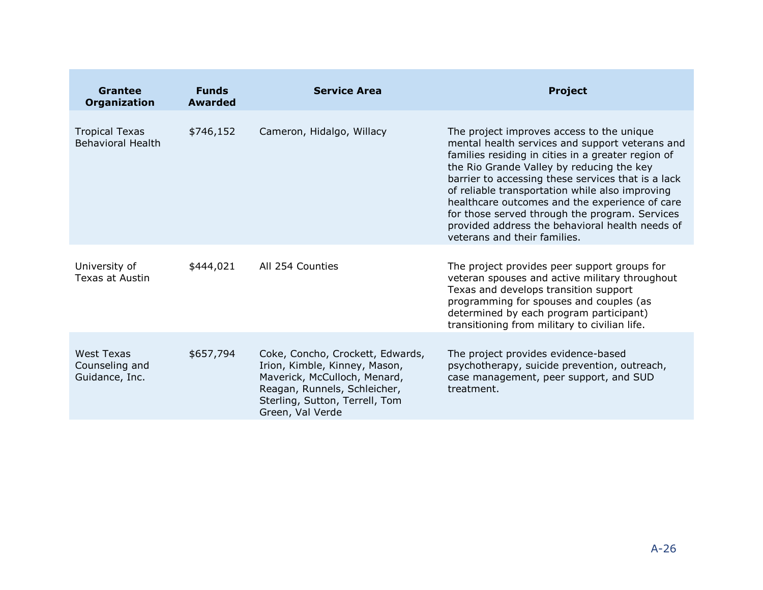| Grantee Organization | Funds Awarded | Service Area | Project |
|---|---|---|---|
| Tropical Texas Behavioral Health | $746,152 | Cameron, Hidalgo, Willacy | The project improves access to the unique mental health services and support veterans and families residing in cities in a greater region of the Rio Grande Valley by reducing the key barrier to accessing these services that is a lack of reliable transportation while also improving healthcare outcomes and the experience of care for those served through the program. Services provided address the behavioral health needs of veterans and their families. |
| University of Texas at Austin | $444,021 | All 254 Counties | The project provides peer support groups for veteran spouses and active military throughout Texas and develops transition support programming for spouses and couples (as determined by each program participant) transitioning from military to civilian life. |
| West Texas Counseling and Guidance, Inc. | $657,794 | Coke, Concho, Crockett, Edwards, Irion, Kimble, Kinney, Mason, Maverick, McCulloch, Menard, Reagan, Runnels, Schleicher, Sterling, Sutton, Terrell, Tom Green, Val Verde | The project provides evidence-based psychotherapy, suicide prevention, outreach, case management, peer support, and SUD treatment. |